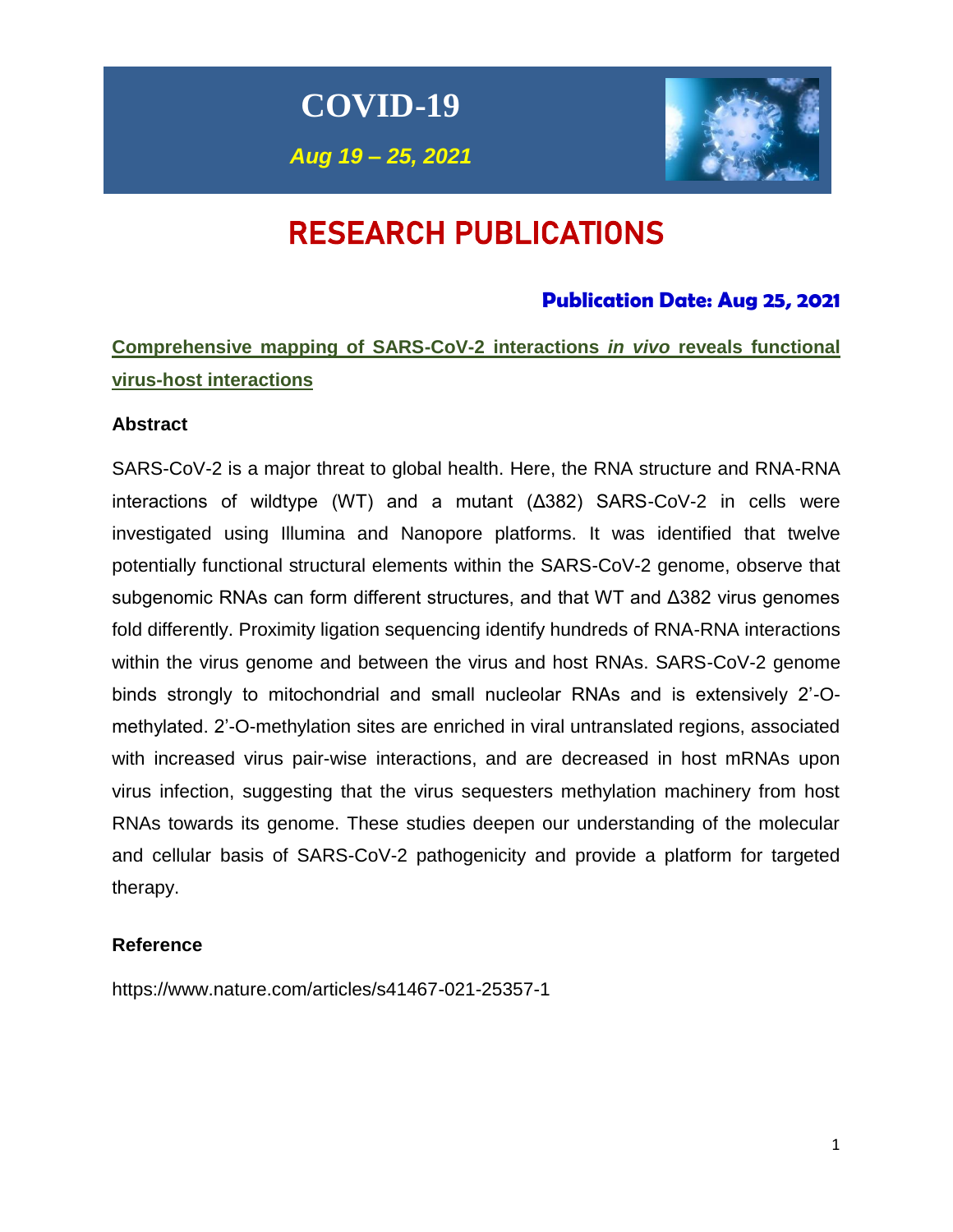# COVID-19

*Aug 19 – 25, 2021*

# RESEARCH PUBLICATIONS

**Publication Date: Aug 25, 2021**

## Comprehensive mapping of SARS-CoV-2 interactions *in vivo* reveals functional virus-host interactions

### Abstract

SARS-CoV-2 is a major threat to global health. Here, the RNA structure and RNA-RNA interactions of wildtype (WT) and a mutant (Δ382) SARS-CoV-2 in cells were investigated using Illumina and Nanopore platforms. It was identified that twelve potentially functional structural elements within the SARS-CoV-2 genome, observe that subgenomic RNAs can form different structures, and that WT and Δ382 virus genomes fold differently. Proximity ligation sequencing identify hundreds of RNA-RNA interactions within the virus genome and between the virus and host RNAs. SARS-CoV-2 genome binds strongly to mitochondrial and small nucleolar RNAs and is extensively 2'-O-methylated. 2'-O-methylation sites are enriched in viral untranslated regions, associated with increased virus pair-wise interactions, and are decreased in host mRNAs upon virus infection, suggesting that the virus sequesters methylation machinery from host RNAs towards its genome. These studies deepen our understanding of the molecular and cellular basis of SARS-CoV-2 pathogenicity and provide a platform for targeted therapy.

### Reference

https://www.nature.com/articles/s41467-021-25357-1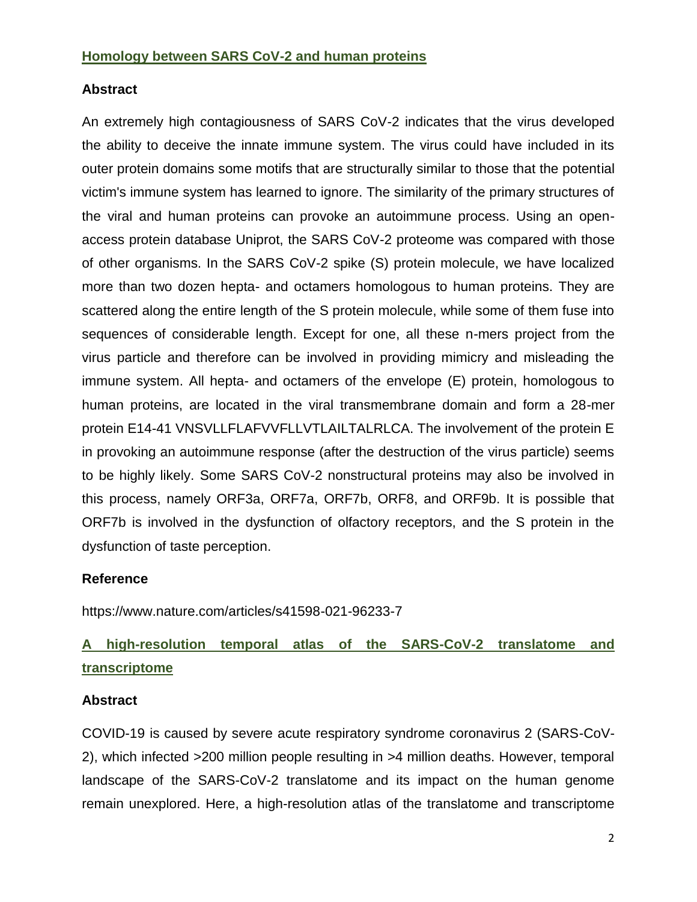## Homology between SARS CoV-2 and human proteins

### Abstract

An extremely high contagiousness of SARS CoV-2 indicates that the virus developed the ability to deceive the innate immune system. The virus could have included in its outer protein domains some motifs that are structurally similar to those that the potential victim's immune system has learned to ignore. The similarity of the primary structures of the viral and human proteins can provoke an autoimmune process. Using an open-access protein database Uniprot, the SARS CoV-2 proteome was compared with those of other organisms. In the SARS CoV-2 spike (S) protein molecule, we have localized more than two dozen hepta- and octamers homologous to human proteins. They are scattered along the entire length of the S protein molecule, while some of them fuse into sequences of considerable length. Except for one, all these n-mers project from the virus particle and therefore can be involved in providing mimicry and misleading the immune system. All hepta- and octamers of the envelope (E) protein, homologous to human proteins, are located in the viral transmembrane domain and form a 28-mer protein E14-41 VNSVLLFLAFVVFLLVTLAILTALRLCA. The involvement of the protein E in provoking an autoimmune response (after the destruction of the virus particle) seems to be highly likely. Some SARS CoV-2 nonstructural proteins may also be involved in this process, namely ORF3a, ORF7a, ORF7b, ORF8, and ORF9b. It is possible that ORF7b is involved in the dysfunction of olfactory receptors, and the S protein in the dysfunction of taste perception.

### Reference

https://www.nature.com/articles/s41598-021-96233-7

## A high-resolution temporal atlas of the SARS-CoV-2 translatome and transcriptome

### Abstract

COVID-19 is caused by severe acute respiratory syndrome coronavirus 2 (SARS-CoV-2), which infected >200 million people resulting in >4 million deaths. However, temporal landscape of the SARS-CoV-2 translatome and its impact on the human genome remain unexplored. Here, a high-resolution atlas of the translatome and transcriptome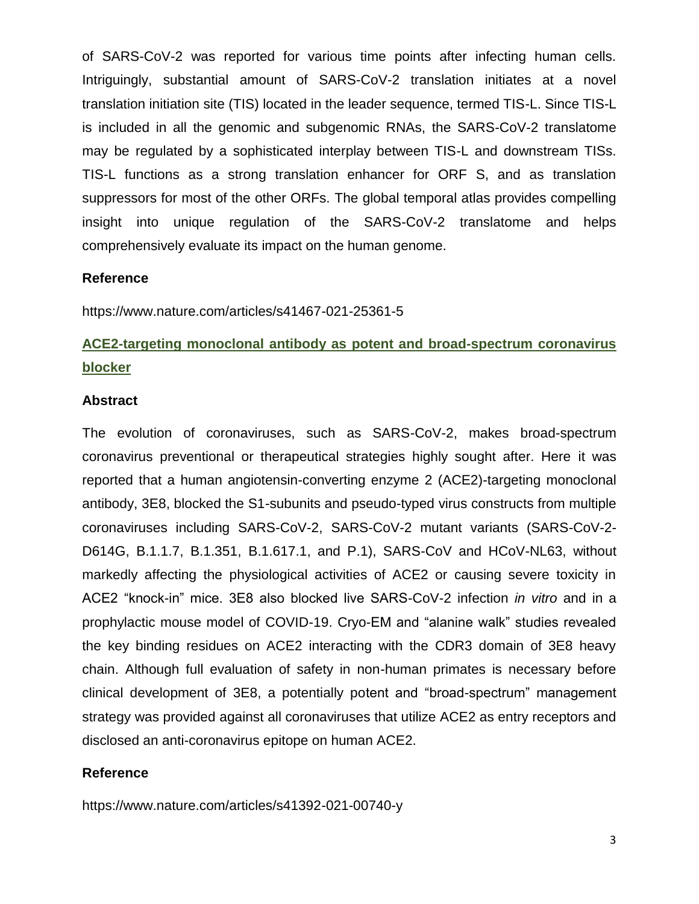of SARS-CoV-2 was reported for various time points after infecting human cells. Intriguingly, substantial amount of SARS-CoV-2 translation initiates at a novel translation initiation site (TIS) located in the leader sequence, termed TIS-L. Since TIS-L is included in all the genomic and subgenomic RNAs, the SARS-CoV-2 translatome may be regulated by a sophisticated interplay between TIS-L and downstream TISs. TIS-L functions as a strong translation enhancer for ORF S, and as translation suppressors for most of the other ORFs. The global temporal atlas provides compelling insight into unique regulation of the SARS-CoV-2 translatome and helps comprehensively evaluate its impact on the human genome.

### Reference

https://www.nature.com/articles/s41467-021-25361-5

## ACE2-targeting monoclonal antibody as potent and broad-spectrum coronavirus blocker

### Abstract

The evolution of coronaviruses, such as SARS-CoV-2, makes broad-spectrum coronavirus preventional or therapeutical strategies highly sought after. Here it was reported that a human angiotensin-converting enzyme 2 (ACE2)-targeting monoclonal antibody, 3E8, blocked the S1-subunits and pseudo-typed virus constructs from multiple coronaviruses including SARS-CoV-2, SARS-CoV-2 mutant variants (SARS-CoV-2-D614G, B.1.1.7, B.1.351, B.1.617.1, and P.1), SARS-CoV and HCoV-NL63, without markedly affecting the physiological activities of ACE2 or causing severe toxicity in ACE2 "knock-in" mice. 3E8 also blocked live SARS-CoV-2 infection *in vitro* and in a prophylactic mouse model of COVID-19. Cryo-EM and "alanine walk" studies revealed the key binding residues on ACE2 interacting with the CDR3 domain of 3E8 heavy chain. Although full evaluation of safety in non-human primates is necessary before clinical development of 3E8, a potentially potent and "broad-spectrum" management strategy was provided against all coronaviruses that utilize ACE2 as entry receptors and disclosed an anti-coronavirus epitope on human ACE2.

### Reference

https://www.nature.com/articles/s41392-021-00740-y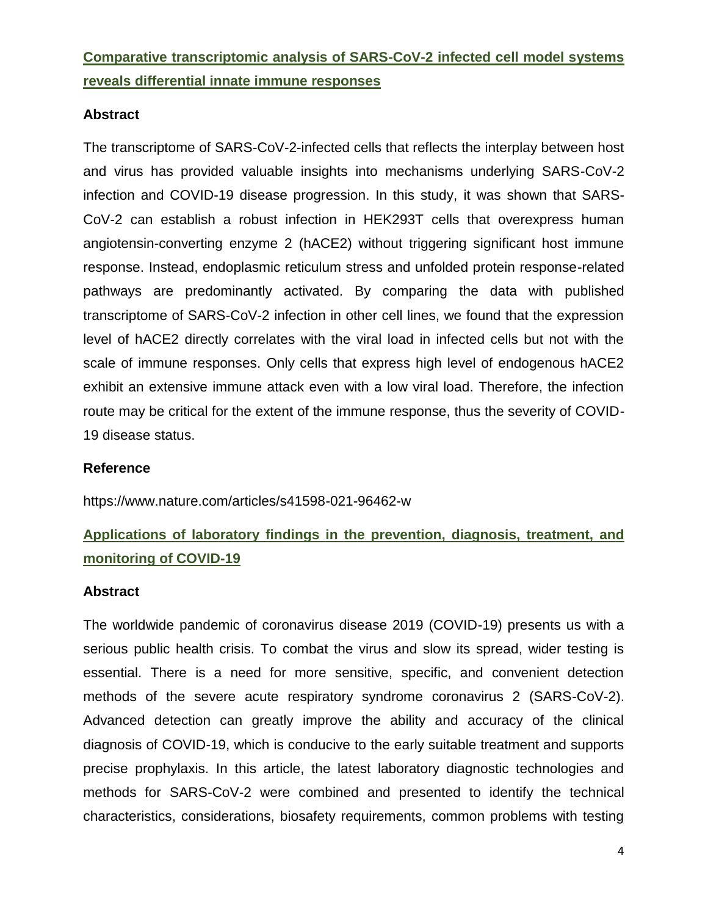## Comparative transcriptomic analysis of SARS-CoV-2 infected cell model systems reveals differential innate immune responses

### Abstract

The transcriptome of SARS-CoV-2-infected cells that reflects the interplay between host and virus has provided valuable insights into mechanisms underlying SARS-CoV-2 infection and COVID-19 disease progression. In this study, it was shown that SARS-CoV-2 can establish a robust infection in HEK293T cells that overexpress human angiotensin-converting enzyme 2 (hACE2) without triggering significant host immune response. Instead, endoplasmic reticulum stress and unfolded protein response-related pathways are predominantly activated. By comparing the data with published transcriptome of SARS-CoV-2 infection in other cell lines, we found that the expression level of hACE2 directly correlates with the viral load in infected cells but not with the scale of immune responses. Only cells that express high level of endogenous hACE2 exhibit an extensive immune attack even with a low viral load. Therefore, the infection route may be critical for the extent of the immune response, thus the severity of COVID-19 disease status.

### Reference

https://www.nature.com/articles/s41598-021-96462-w

## Applications of laboratory findings in the prevention, diagnosis, treatment, and monitoring of COVID-19

### Abstract

The worldwide pandemic of coronavirus disease 2019 (COVID-19) presents us with a serious public health crisis. To combat the virus and slow its spread, wider testing is essential. There is a need for more sensitive, specific, and convenient detection methods of the severe acute respiratory syndrome coronavirus 2 (SARS-CoV-2). Advanced detection can greatly improve the ability and accuracy of the clinical diagnosis of COVID-19, which is conducive to the early suitable treatment and supports precise prophylaxis. In this article, the latest laboratory diagnostic technologies and methods for SARS-CoV-2 were combined and presented to identify the technical characteristics, considerations, biosafety requirements, common problems with testing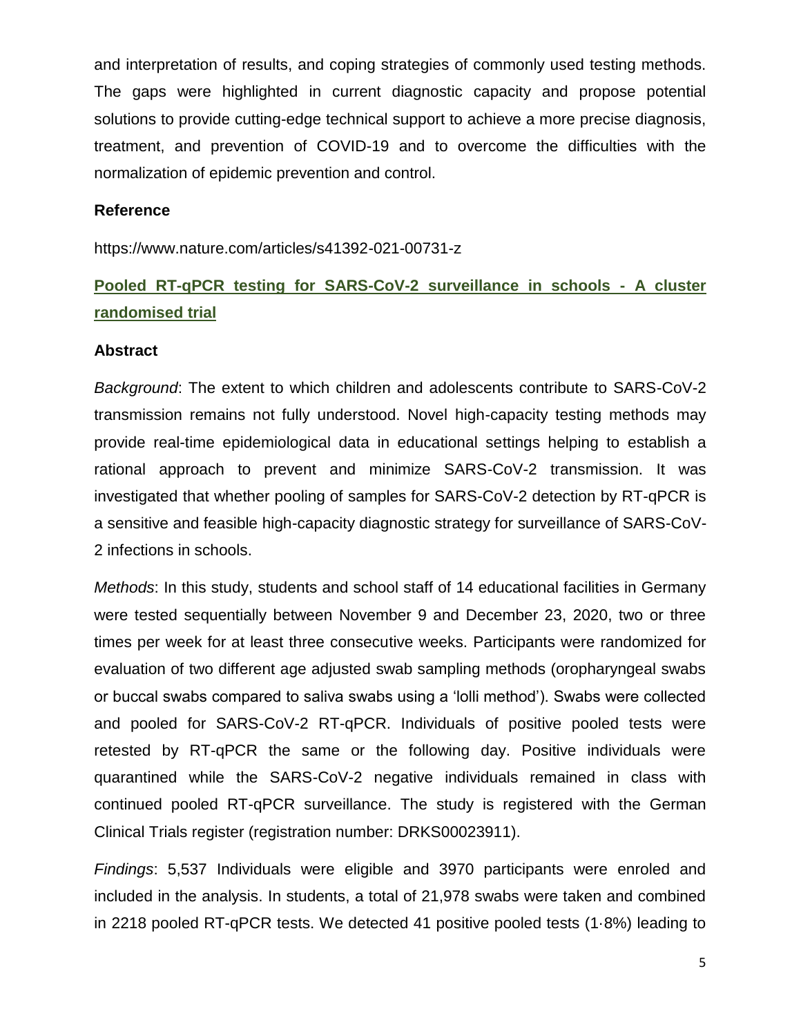and interpretation of results, and coping strategies of commonly used testing methods. The gaps were highlighted in current diagnostic capacity and propose potential solutions to provide cutting-edge technical support to achieve a more precise diagnosis, treatment, and prevention of COVID-19 and to overcome the difficulties with the normalization of epidemic prevention and control.

**Reference**

https://www.nature.com/articles/s41392-021-00731-z

## Pooled RT-qPCR testing for SARS-CoV-2 surveillance in schools - A cluster randomised trial

**Abstract**

*Background*: The extent to which children and adolescents contribute to SARS-CoV-2 transmission remains not fully understood. Novel high-capacity testing methods may provide real-time epidemiological data in educational settings helping to establish a rational approach to prevent and minimize SARS-CoV-2 transmission. It was investigated that whether pooling of samples for SARS-CoV-2 detection by RT-qPCR is a sensitive and feasible high-capacity diagnostic strategy for surveillance of SARS-CoV-2 infections in schools.

*Methods*: In this study, students and school staff of 14 educational facilities in Germany were tested sequentially between November 9 and December 23, 2020, two or three times per week for at least three consecutive weeks. Participants were randomized for evaluation of two different age adjusted swab sampling methods (oropharyngeal swabs or buccal swabs compared to saliva swabs using a 'lolli method'). Swabs were collected and pooled for SARS-CoV-2 RT-qPCR. Individuals of positive pooled tests were retested by RT-qPCR the same or the following day. Positive individuals were quarantined while the SARS-CoV-2 negative individuals remained in class with continued pooled RT-qPCR surveillance. The study is registered with the German Clinical Trials register (registration number: DRKS00023911).

*Findings*: 5,537 Individuals were eligible and 3970 participants were enroled and included in the analysis. In students, a total of 21,978 swabs were taken and combined in 2218 pooled RT-qPCR tests. We detected 41 positive pooled tests (1·8%) leading to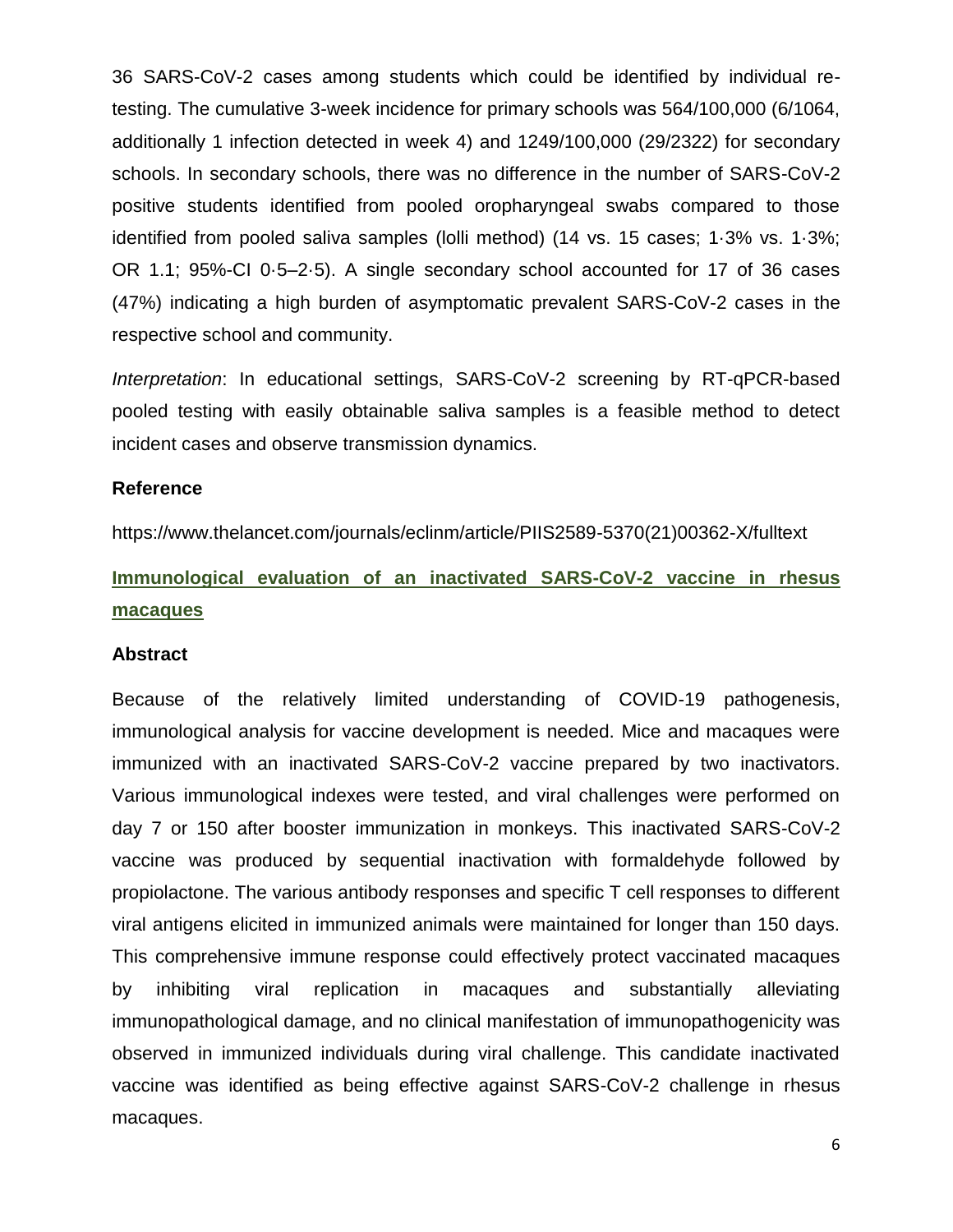36 SARS-CoV-2 cases among students which could be identified by individual re-testing. The cumulative 3-week incidence for primary schools was 564/100,000 (6/1064, additionally 1 infection detected in week 4) and 1249/100,000 (29/2322) for secondary schools. In secondary schools, there was no difference in the number of SARS-CoV-2 positive students identified from pooled oropharyngeal swabs compared to those identified from pooled saliva samples (lolli method) (14 vs. 15 cases; 1·3% vs. 1·3%; OR 1.1; 95%-CI 0·5–2·5). A single secondary school accounted for 17 of 36 cases (47%) indicating a high burden of asymptomatic prevalent SARS-CoV-2 cases in the respective school and community.

*Interpretation*: In educational settings, SARS-CoV-2 screening by RT-qPCR-based pooled testing with easily obtainable saliva samples is a feasible method to detect incident cases and observe transmission dynamics.

### Reference

https://www.thelancet.com/journals/eclinm/article/PIIS2589-5370(21)00362-X/fulltext

## Immunological evaluation of an inactivated SARS-CoV-2 vaccine in rhesus macaques

### Abstract

Because of the relatively limited understanding of COVID-19 pathogenesis, immunological analysis for vaccine development is needed. Mice and macaques were immunized with an inactivated SARS-CoV-2 vaccine prepared by two inactivators. Various immunological indexes were tested, and viral challenges were performed on day 7 or 150 after booster immunization in monkeys. This inactivated SARS-CoV-2 vaccine was produced by sequential inactivation with formaldehyde followed by propiolactone. The various antibody responses and specific T cell responses to different viral antigens elicited in immunized animals were maintained for longer than 150 days. This comprehensive immune response could effectively protect vaccinated macaques by inhibiting viral replication in macaques and substantially alleviating immunopathological damage, and no clinical manifestation of immunopathogenicity was observed in immunized individuals during viral challenge. This candidate inactivated vaccine was identified as being effective against SARS-CoV-2 challenge in rhesus macaques.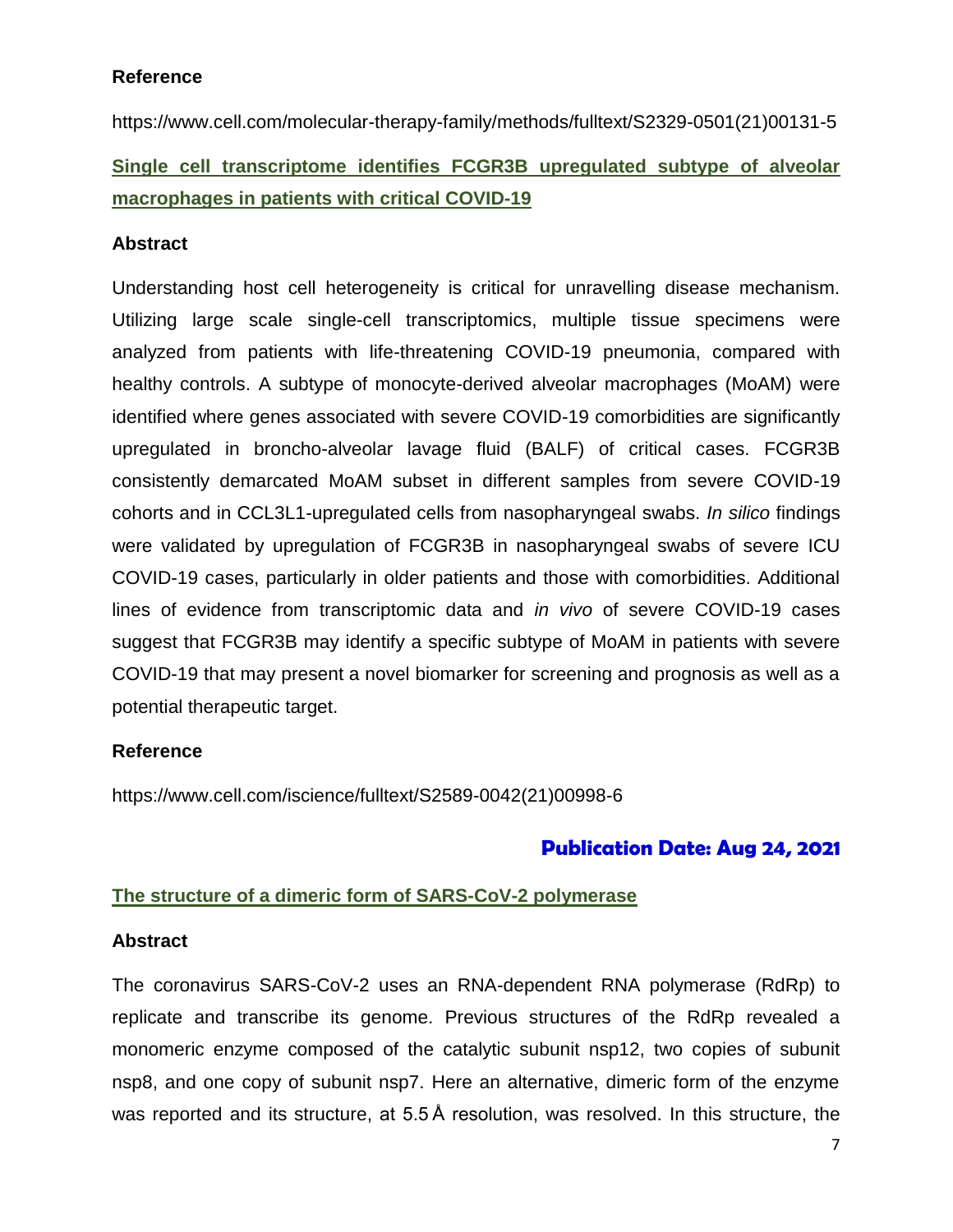### Reference

https://www.cell.com/molecular-therapy-family/methods/fulltext/S2329-0501(21)00131-5

## Single cell transcriptome identifies FCGR3B upregulated subtype of alveolar macrophages in patients with critical COVID-19

### Abstract

Understanding host cell heterogeneity is critical for unravelling disease mechanism. Utilizing large scale single-cell transcriptomics, multiple tissue specimens were analyzed from patients with life-threatening COVID-19 pneumonia, compared with healthy controls. A subtype of monocyte-derived alveolar macrophages (MoAM) were identified where genes associated with severe COVID-19 comorbidities are significantly upregulated in broncho-alveolar lavage fluid (BALF) of critical cases. FCGR3B consistently demarcated MoAM subset in different samples from severe COVID-19 cohorts and in CCL3L1-upregulated cells from nasopharyngeal swabs. *In silico* findings were validated by upregulation of FCGR3B in nasopharyngeal swabs of severe ICU COVID-19 cases, particularly in older patients and those with comorbidities. Additional lines of evidence from transcriptomic data and *in vivo* of severe COVID-19 cases suggest that FCGR3B may identify a specific subtype of MoAM in patients with severe COVID-19 that may present a novel biomarker for screening and prognosis as well as a potential therapeutic target.

### Reference

https://www.cell.com/iscience/fulltext/S2589-0042(21)00998-6

## Publication Date: Aug 24, 2021

## The structure of a dimeric form of SARS-CoV-2 polymerase

### Abstract

The coronavirus SARS-CoV-2 uses an RNA-dependent RNA polymerase (RdRp) to replicate and transcribe its genome. Previous structures of the RdRp revealed a monomeric enzyme composed of the catalytic subunit nsp12, two copies of subunit nsp8, and one copy of subunit nsp7. Here an alternative, dimeric form of the enzyme was reported and its structure, at 5.5 Å resolution, was resolved. In this structure, the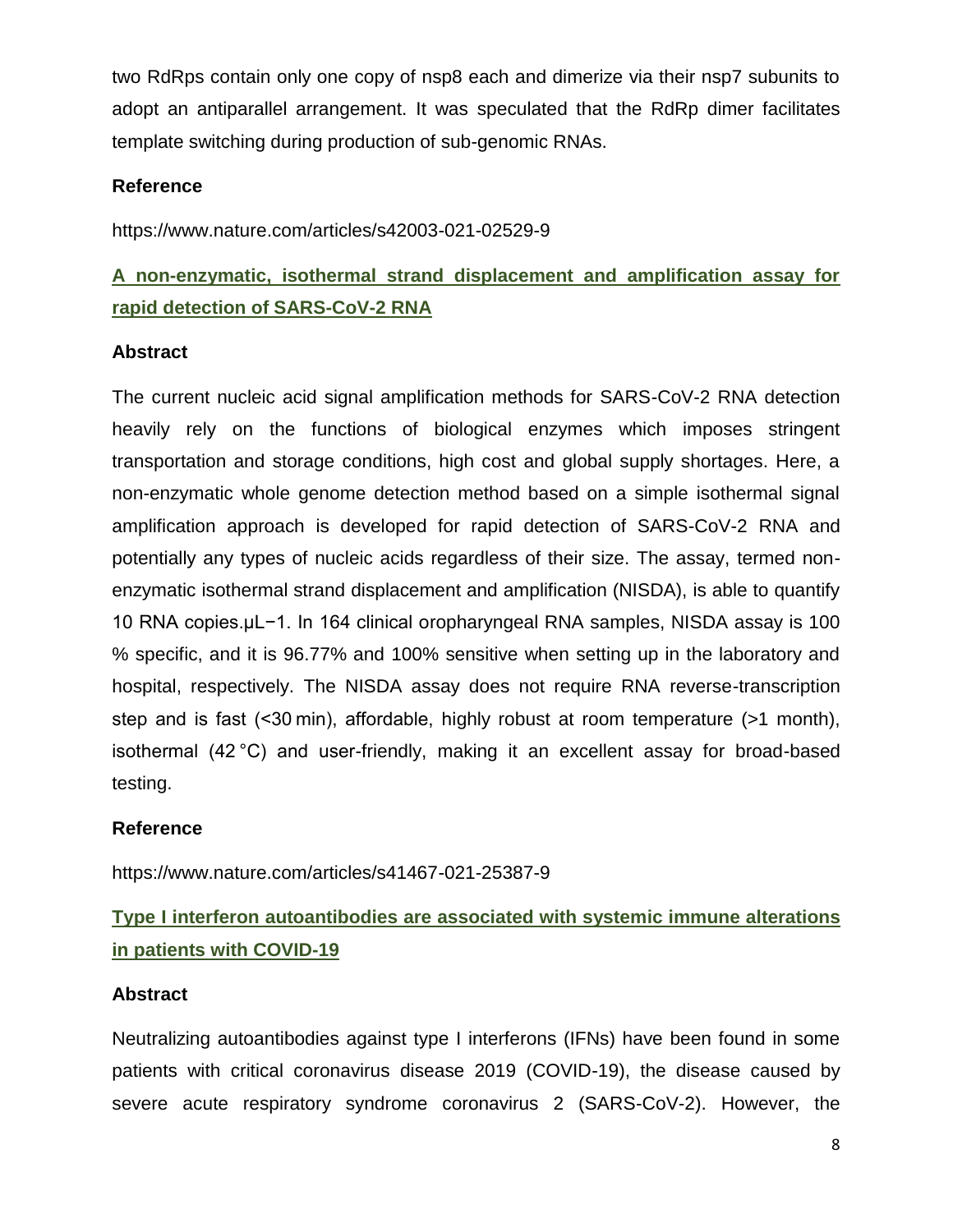two RdRps contain only one copy of nsp8 each and dimerize via their nsp7 subunits to adopt an antiparallel arrangement. It was speculated that the RdRp dimer facilitates template switching during production of sub-genomic RNAs.

**Reference**

https://www.nature.com/articles/s42003-021-02529-9

## A non-enzymatic, isothermal strand displacement and amplification assay for rapid detection of SARS-CoV-2 RNA

**Abstract**

The current nucleic acid signal amplification methods for SARS-CoV-2 RNA detection heavily rely on the functions of biological enzymes which imposes stringent transportation and storage conditions, high cost and global supply shortages. Here, a non-enzymatic whole genome detection method based on a simple isothermal signal amplification approach is developed for rapid detection of SARS-CoV-2 RNA and potentially any types of nucleic acids regardless of their size. The assay, termed non-enzymatic isothermal strand displacement and amplification (NISDA), is able to quantify 10 RNA copies.$\mu L^{-1}$. In 164 clinical oropharyngeal RNA samples, NISDA assay is 100 % specific, and it is 96.77% and 100% sensitive when setting up in the laboratory and hospital, respectively. The NISDA assay does not require RNA reverse-transcription step and is fast (<30 min), affordable, highly robust at room temperature (>1 month), isothermal (42 °C) and user-friendly, making it an excellent assay for broad-based testing.

**Reference**

https://www.nature.com/articles/s41467-021-25387-9

## Type I interferon autoantibodies are associated with systemic immune alterations in patients with COVID-19

**Abstract**

Neutralizing autoantibodies against type I interferons (IFNs) have been found in some patients with critical coronavirus disease 2019 (COVID-19), the disease caused by severe acute respiratory syndrome coronavirus 2 (SARS-CoV-2). However, the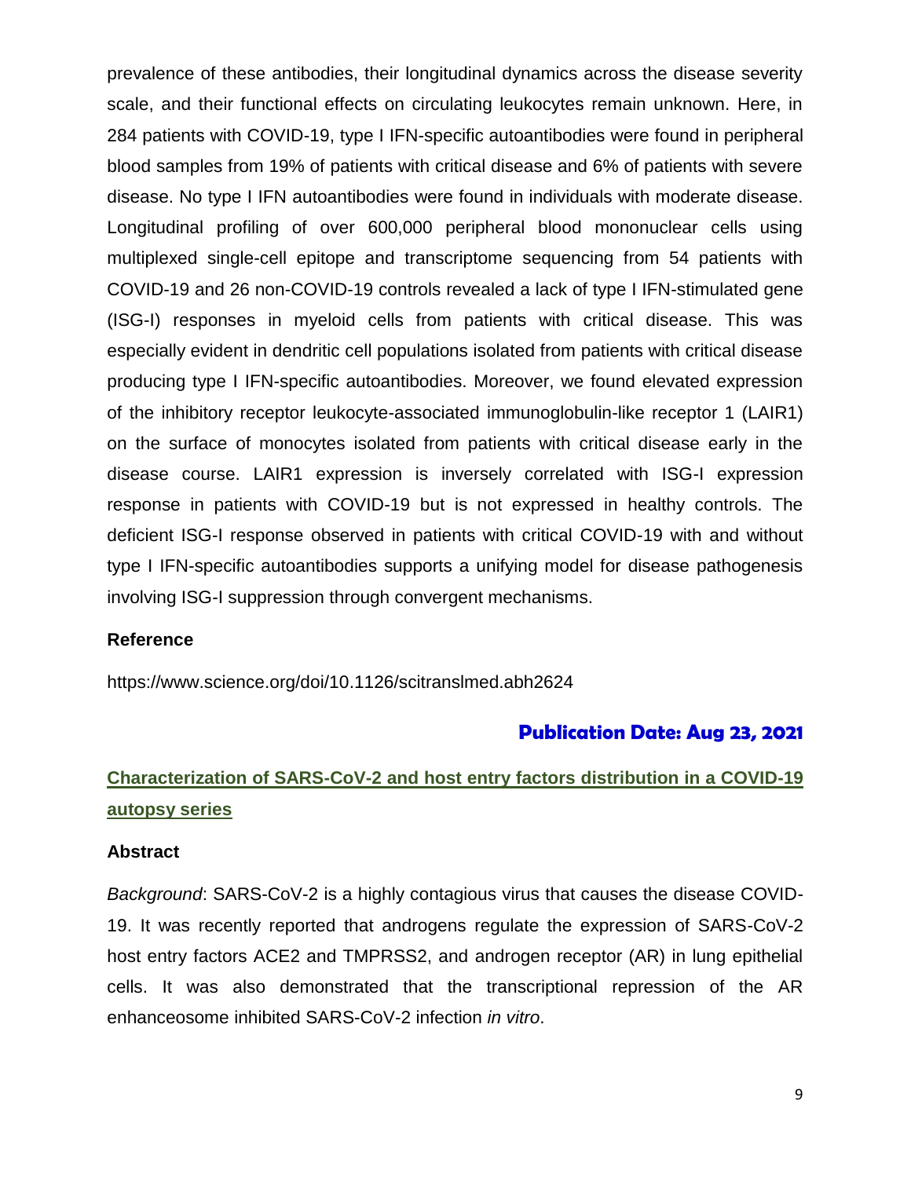prevalence of these antibodies, their longitudinal dynamics across the disease severity scale, and their functional effects on circulating leukocytes remain unknown. Here, in 284 patients with COVID-19, type I IFN-specific autoantibodies were found in peripheral blood samples from 19% of patients with critical disease and 6% of patients with severe disease. No type I IFN autoantibodies were found in individuals with moderate disease. Longitudinal profiling of over 600,000 peripheral blood mononuclear cells using multiplexed single-cell epitope and transcriptome sequencing from 54 patients with COVID-19 and 26 non-COVID-19 controls revealed a lack of type I IFN-stimulated gene (ISG-I) responses in myeloid cells from patients with critical disease. This was especially evident in dendritic cell populations isolated from patients with critical disease producing type I IFN-specific autoantibodies. Moreover, we found elevated expression of the inhibitory receptor leukocyte-associated immunoglobulin-like receptor 1 (LAIR1) on the surface of monocytes isolated from patients with critical disease early in the disease course. LAIR1 expression is inversely correlated with ISG-I expression response in patients with COVID-19 but is not expressed in healthy controls. The deficient ISG-I response observed in patients with critical COVID-19 with and without type I IFN-specific autoantibodies supports a unifying model for disease pathogenesis involving ISG-I suppression through convergent mechanisms.

**Reference**

https://www.science.org/doi/10.1126/scitranslmed.abh2624

**Publication Date: Aug 23, 2021**

## Characterization of SARS-CoV-2 and host entry factors distribution in a COVID-19 autopsy series

**Abstract**

*Background*: SARS-CoV-2 is a highly contagious virus that causes the disease COVID-19. It was recently reported that androgens regulate the expression of SARS-CoV-2 host entry factors ACE2 and TMPRSS2, and androgen receptor (AR) in lung epithelial cells. It was also demonstrated that the transcriptional repression of the AR enhanceosome inhibited SARS-CoV-2 infection *in vitro*.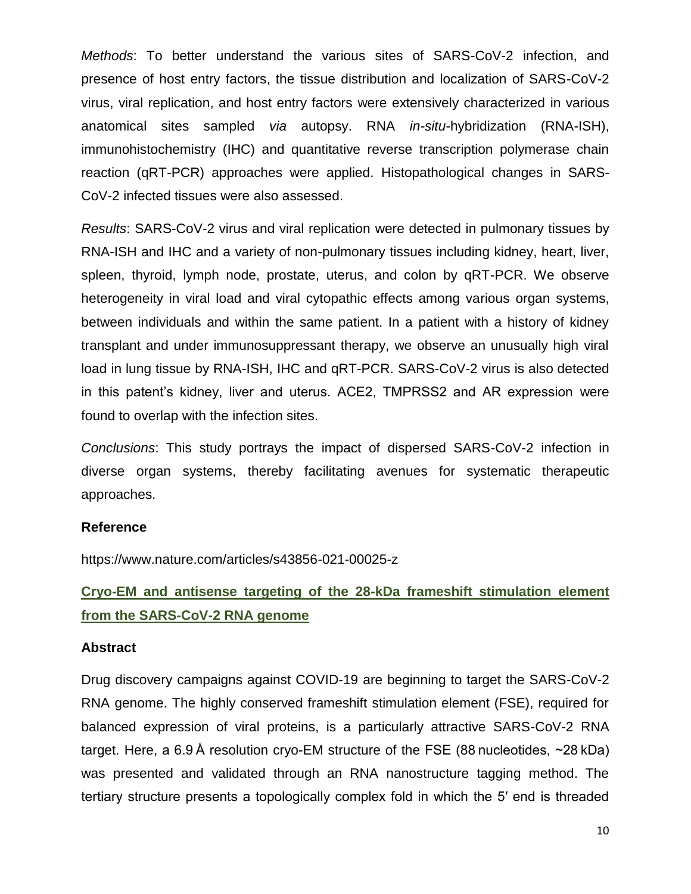*Methods*: To better understand the various sites of SARS-CoV-2 infection, and presence of host entry factors, the tissue distribution and localization of SARS-CoV-2 virus, viral replication, and host entry factors were extensively characterized in various anatomical sites sampled *via* autopsy. RNA *in-situ*-hybridization (RNA-ISH), immunohistochemistry (IHC) and quantitative reverse transcription polymerase chain reaction (qRT-PCR) approaches were applied. Histopathological changes in SARS-CoV-2 infected tissues were also assessed.

*Results*: SARS-CoV-2 virus and viral replication were detected in pulmonary tissues by RNA-ISH and IHC and a variety of non-pulmonary tissues including kidney, heart, liver, spleen, thyroid, lymph node, prostate, uterus, and colon by qRT-PCR. We observe heterogeneity in viral load and viral cytopathic effects among various organ systems, between individuals and within the same patient. In a patient with a history of kidney transplant and under immunosuppressant therapy, we observe an unusually high viral load in lung tissue by RNA-ISH, IHC and qRT-PCR. SARS-CoV-2 virus is also detected in this patent's kidney, liver and uterus. ACE2, TMPRSS2 and AR expression were found to overlap with the infection sites.

*Conclusions*: This study portrays the impact of dispersed SARS-CoV-2 infection in diverse organ systems, thereby facilitating avenues for systematic therapeutic approaches.

**Reference**

https://www.nature.com/articles/s43856-021-00025-z

## Cryo-EM and antisense targeting of the 28-kDa frameshift stimulation element from the SARS-CoV-2 RNA genome

**Abstract**

Drug discovery campaigns against COVID-19 are beginning to target the SARS-CoV-2 RNA genome. The highly conserved frameshift stimulation element (FSE), required for balanced expression of viral proteins, is a particularly attractive SARS-CoV-2 RNA target. Here, a 6.9 Å resolution cryo-EM structure of the FSE (88 nucleotides, ~28 kDa) was presented and validated through an RNA nanostructure tagging method. The tertiary structure presents a topologically complex fold in which the 5′ end is threaded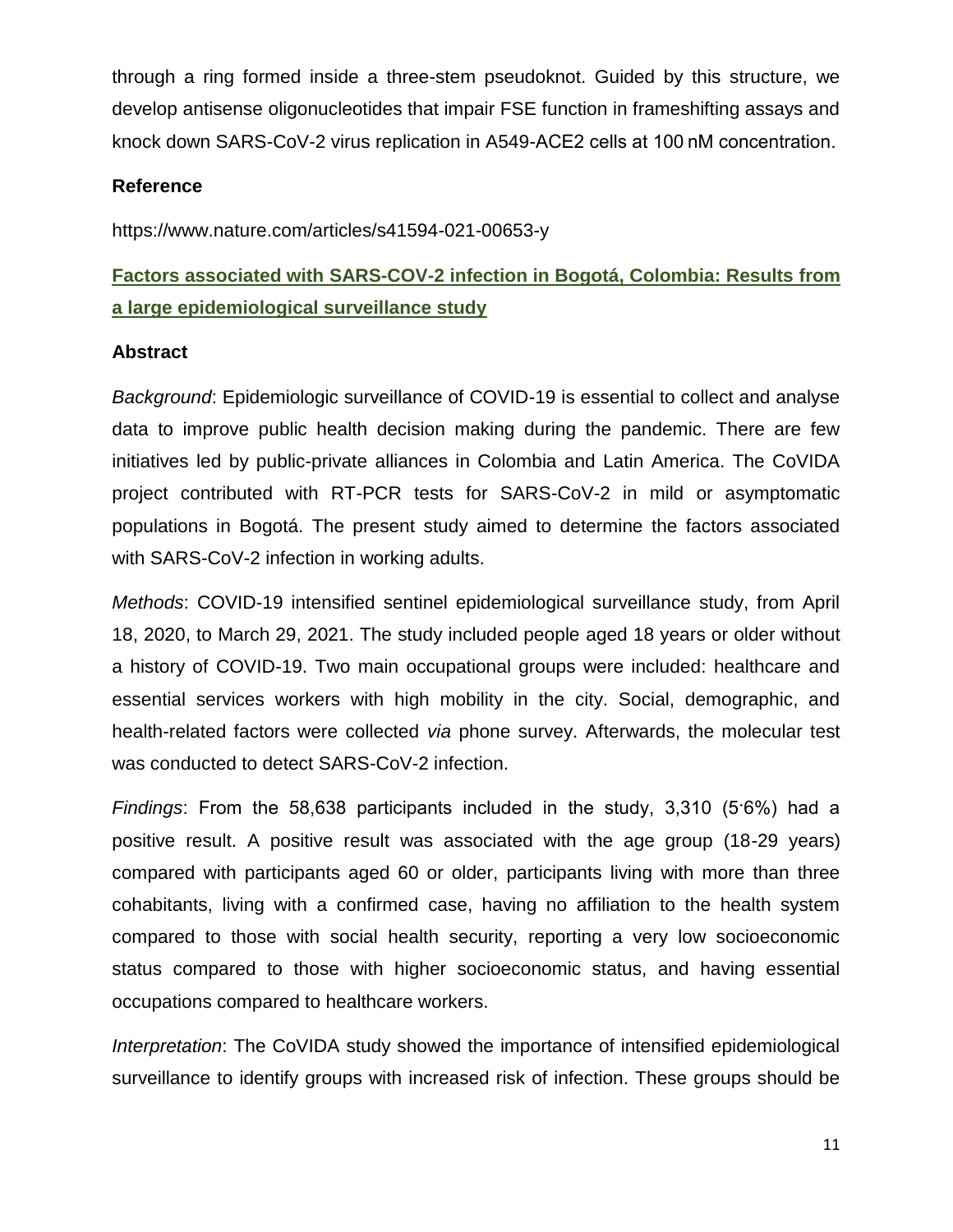through a ring formed inside a three-stem pseudoknot. Guided by this structure, we develop antisense oligonucleotides that impair FSE function in frameshifting assays and knock down SARS-CoV-2 virus replication in A549-ACE2 cells at 100 nM concentration.

**Reference**

https://www.nature.com/articles/s41594-021-00653-y

## Factors associated with SARS-COV-2 infection in Bogotá, Colombia: Results from a large epidemiological surveillance study

**Abstract**

*Background*: Epidemiologic surveillance of COVID-19 is essential to collect and analyse data to improve public health decision making during the pandemic. There are few initiatives led by public-private alliances in Colombia and Latin America. The CoVIDA project contributed with RT-PCR tests for SARS-CoV-2 in mild or asymptomatic populations in Bogotá. The present study aimed to determine the factors associated with SARS-CoV-2 infection in working adults.

*Methods*: COVID-19 intensified sentinel epidemiological surveillance study, from April 18, 2020, to March 29, 2021. The study included people aged 18 years or older without a history of COVID-19. Two main occupational groups were included: healthcare and essential services workers with high mobility in the city. Social, demographic, and health-related factors were collected *via* phone survey. Afterwards, the molecular test was conducted to detect SARS-CoV-2 infection.

*Findings*: From the 58,638 participants included in the study, 3,310 (5·6%) had a positive result. A positive result was associated with the age group (18-29 years) compared with participants aged 60 or older, participants living with more than three cohabitants, living with a confirmed case, having no affiliation to the health system compared to those with social health security, reporting a very low socioeconomic status compared to those with higher socioeconomic status, and having essential occupations compared to healthcare workers.

*Interpretation*: The CoVIDA study showed the importance of intensified epidemiological surveillance to identify groups with increased risk of infection. These groups should be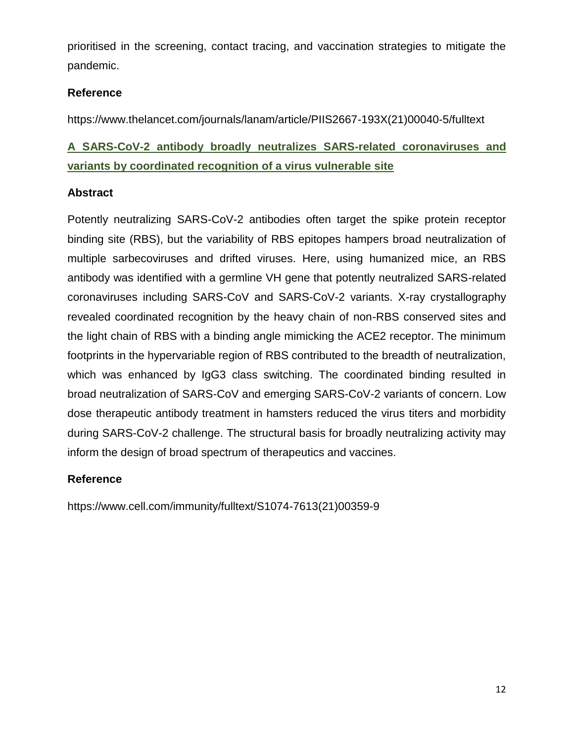prioritised in the screening, contact tracing, and vaccination strategies to mitigate the pandemic.

**Reference**

https://www.thelancet.com/journals/lanam/article/PIIS2667-193X(21)00040-5/fulltext

## A SARS-CoV-2 antibody broadly neutralizes SARS-related coronaviruses and variants by coordinated recognition of a virus vulnerable site

**Abstract**

Potently neutralizing SARS-CoV-2 antibodies often target the spike protein receptor binding site (RBS), but the variability of RBS epitopes hampers broad neutralization of multiple sarbecoviruses and drifted viruses. Here, using humanized mice, an RBS antibody was identified with a germline VH gene that potently neutralized SARS-related coronaviruses including SARS-CoV and SARS-CoV-2 variants. X-ray crystallography revealed coordinated recognition by the heavy chain of non-RBS conserved sites and the light chain of RBS with a binding angle mimicking the ACE2 receptor. The minimum footprints in the hypervariable region of RBS contributed to the breadth of neutralization, which was enhanced by IgG3 class switching. The coordinated binding resulted in broad neutralization of SARS-CoV and emerging SARS-CoV-2 variants of concern. Low dose therapeutic antibody treatment in hamsters reduced the virus titers and morbidity during SARS-CoV-2 challenge. The structural basis for broadly neutralizing activity may inform the design of broad spectrum of therapeutics and vaccines.

**Reference**

https://www.cell.com/immunity/fulltext/S1074-7613(21)00359-9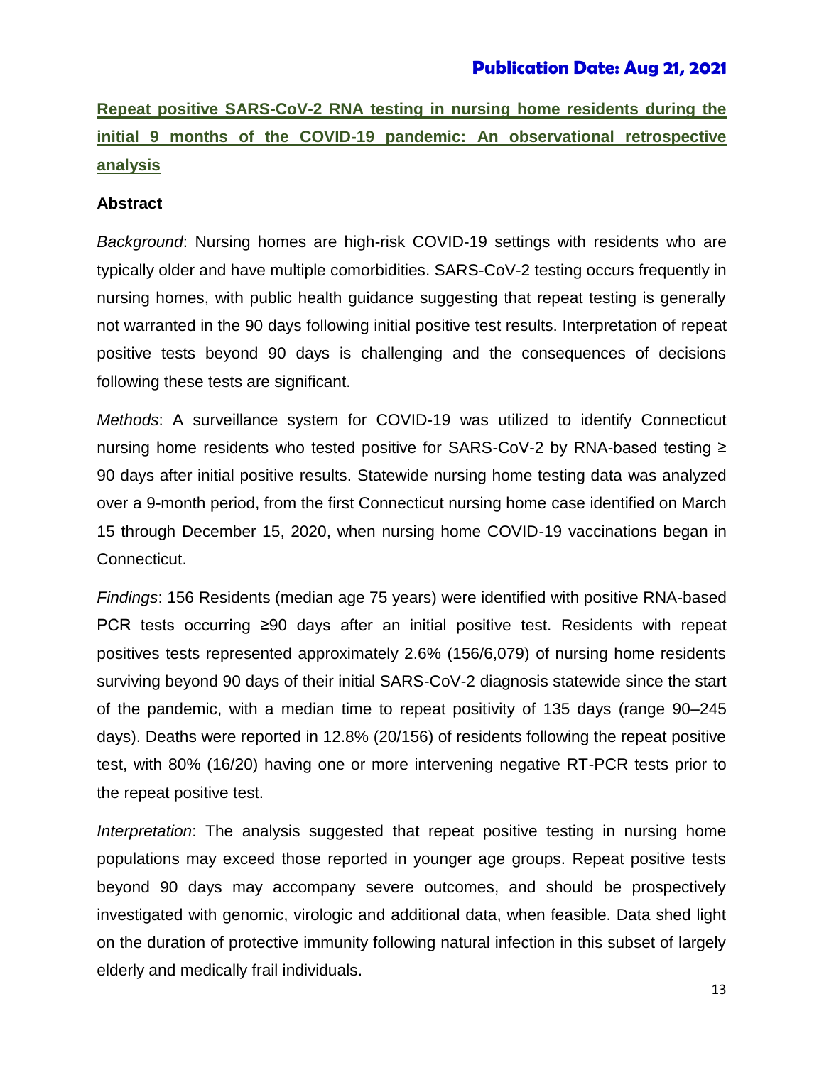**Publication Date: Aug 21, 2021**

## Repeat positive SARS-CoV-2 RNA testing in nursing home residents during the initial 9 months of the COVID-19 pandemic: An observational retrospective analysis

### Abstract

*Background*: Nursing homes are high-risk COVID-19 settings with residents who are typically older and have multiple comorbidities. SARS-CoV-2 testing occurs frequently in nursing homes, with public health guidance suggesting that repeat testing is generally not warranted in the 90 days following initial positive test results. Interpretation of repeat positive tests beyond 90 days is challenging and the consequences of decisions following these tests are significant.

*Methods*: A surveillance system for COVID-19 was utilized to identify Connecticut nursing home residents who tested positive for SARS-CoV-2 by RNA-based testing ≥ 90 days after initial positive results. Statewide nursing home testing data was analyzed over a 9-month period, from the first Connecticut nursing home case identified on March 15 through December 15, 2020, when nursing home COVID-19 vaccinations began in Connecticut.

*Findings*: 156 Residents (median age 75 years) were identified with positive RNA-based PCR tests occurring ≥90 days after an initial positive test. Residents with repeat positives tests represented approximately 2.6% (156/6,079) of nursing home residents surviving beyond 90 days of their initial SARS-CoV-2 diagnosis statewide since the start of the pandemic, with a median time to repeat positivity of 135 days (range 90–245 days). Deaths were reported in 12.8% (20/156) of residents following the repeat positive test, with 80% (16/20) having one or more intervening negative RT-PCR tests prior to the repeat positive test.

*Interpretation*: The analysis suggested that repeat positive testing in nursing home populations may exceed those reported in younger age groups. Repeat positive tests beyond 90 days may accompany severe outcomes, and should be prospectively investigated with genomic, virologic and additional data, when feasible. Data shed light on the duration of protective immunity following natural infection in this subset of largely elderly and medically frail individuals.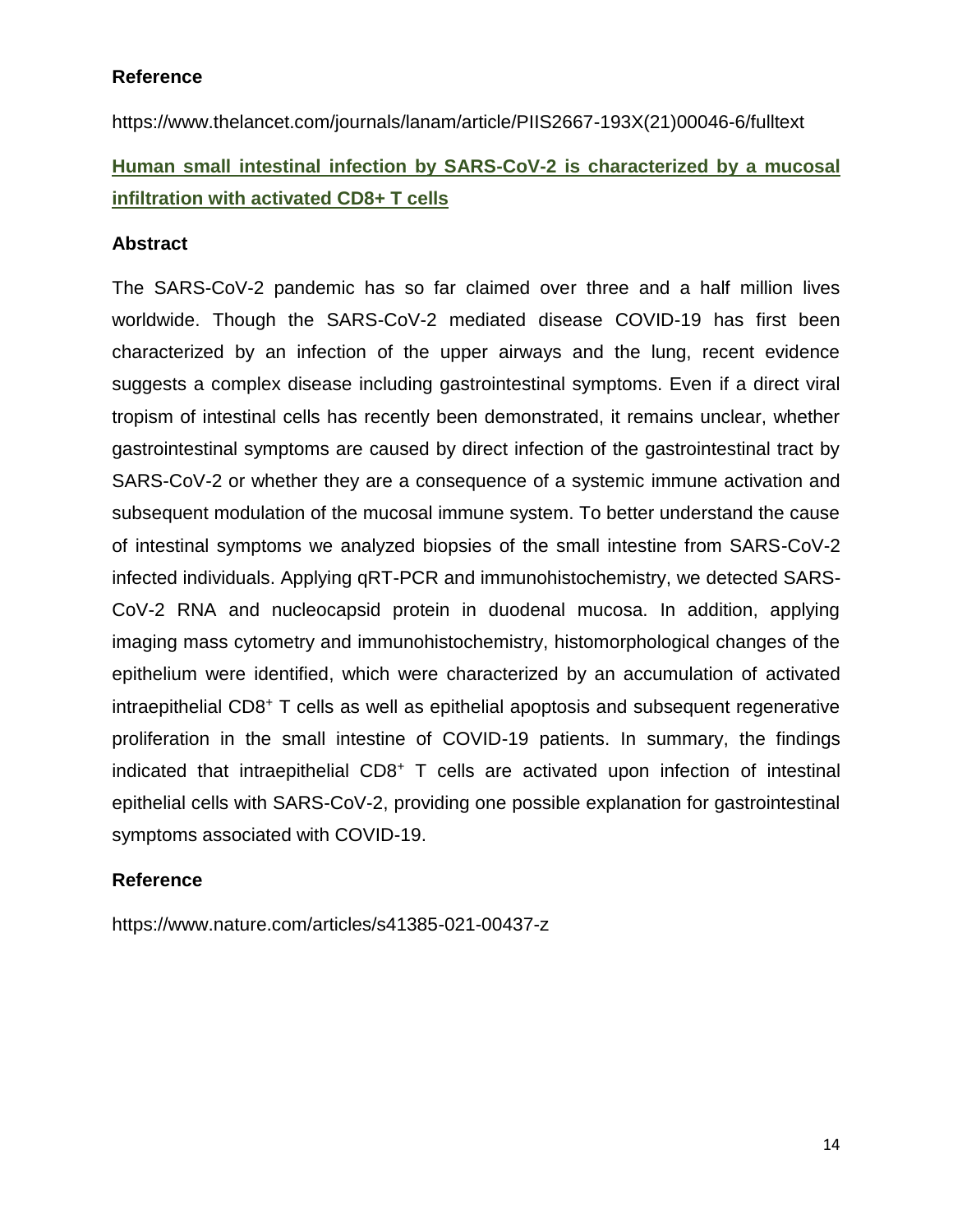**Reference**

https://www.thelancet.com/journals/lanam/article/PIIS2667-193X(21)00046-6/fulltext

**Human small intestinal infection by SARS-CoV-2 is characterized by a mucosal infiltration with activated CD8+ T cells**

**Abstract**

The SARS-CoV-2 pandemic has so far claimed over three and a half million lives worldwide. Though the SARS-CoV-2 mediated disease COVID-19 has first been characterized by an infection of the upper airways and the lung, recent evidence suggests a complex disease including gastrointestinal symptoms. Even if a direct viral tropism of intestinal cells has recently been demonstrated, it remains unclear, whether gastrointestinal symptoms are caused by direct infection of the gastrointestinal tract by SARS-CoV-2 or whether they are a consequence of a systemic immune activation and subsequent modulation of the mucosal immune system. To better understand the cause of intestinal symptoms we analyzed biopsies of the small intestine from SARS-CoV-2 infected individuals. Applying qRT-PCR and immunohistochemistry, we detected SARS-CoV-2 RNA and nucleocapsid protein in duodenal mucosa. In addition, applying imaging mass cytometry and immunohistochemistry, histomorphological changes of the epithelium were identified, which were characterized by an accumulation of activated intraepithelial $CD8^+$ T cells as well as epithelial apoptosis and subsequent regenerative proliferation in the small intestine of COVID-19 patients. In summary, the findings indicated that intraepithelial $CD8^+$ T cells are activated upon infection of intestinal epithelial cells with SARS-CoV-2, providing one possible explanation for gastrointestinal symptoms associated with COVID-19.

**Reference**

https://www.nature.com/articles/s41385-021-00437-z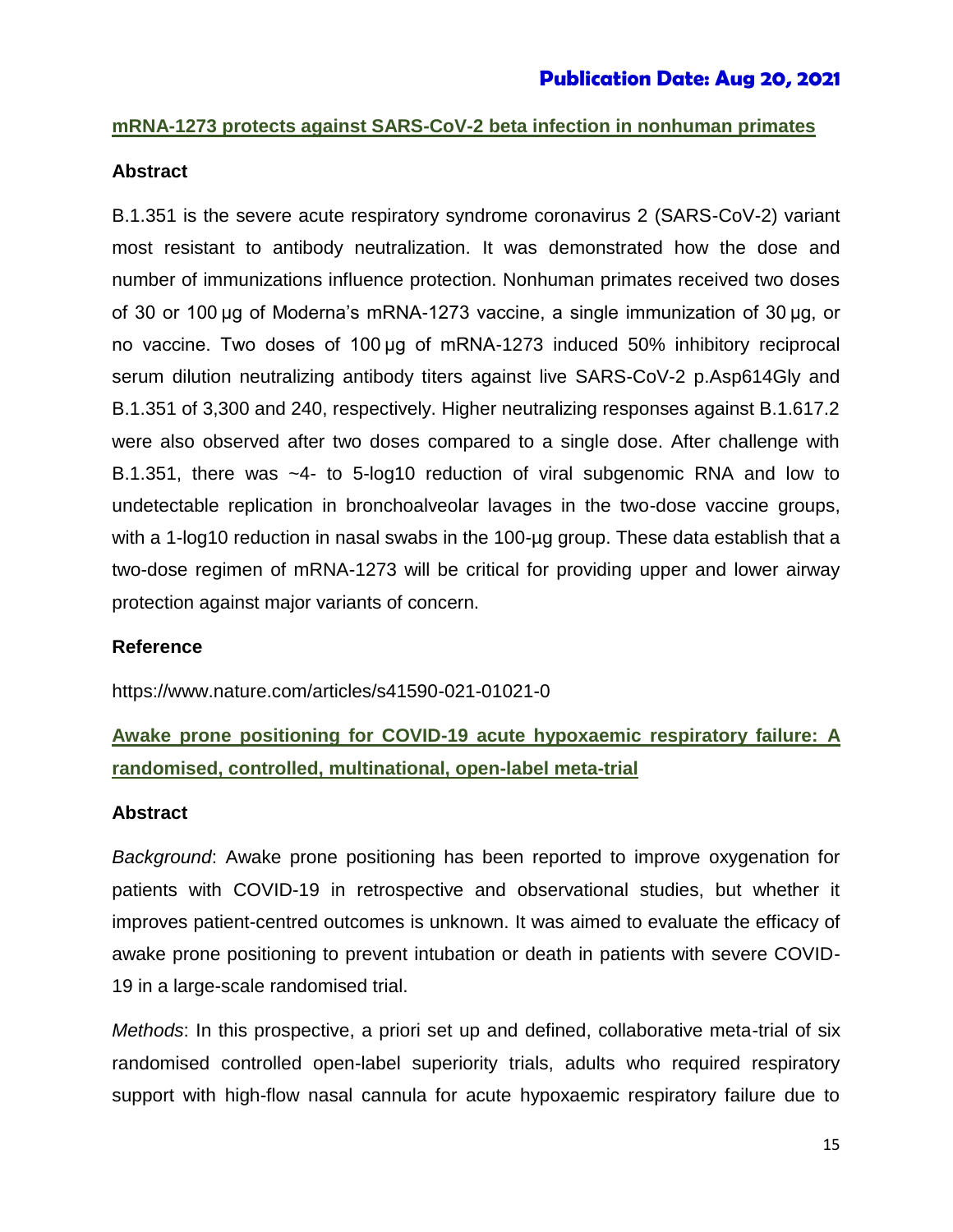**Publication Date: Aug 20, 2021**

## mRNA-1273 protects against SARS-CoV-2 beta infection in nonhuman primates

### Abstract

B.1.351 is the severe acute respiratory syndrome coronavirus 2 (SARS-CoV-2) variant most resistant to antibody neutralization. It was demonstrated how the dose and number of immunizations influence protection. Nonhuman primates received two doses of 30 or 100 µg of Moderna's mRNA-1273 vaccine, a single immunization of 30 µg, or no vaccine. Two doses of 100 µg of mRNA-1273 induced 50% inhibitory reciprocal serum dilution neutralizing antibody titers against live SARS-CoV-2 p.Asp614Gly and B.1.351 of 3,300 and 240, respectively. Higher neutralizing responses against B.1.617.2 were also observed after two doses compared to a single dose. After challenge with B.1.351, there was ~4- to 5-log10 reduction of viral subgenomic RNA and low to undetectable replication in bronchoalveolar lavages in the two-dose vaccine groups, with a 1-log10 reduction in nasal swabs in the 100-µg group. These data establish that a two-dose regimen of mRNA-1273 will be critical for providing upper and lower airway protection against major variants of concern.

### Reference

https://www.nature.com/articles/s41590-021-01021-0

## Awake prone positioning for COVID-19 acute hypoxaemic respiratory failure: A randomised, controlled, multinational, open-label meta-trial

### Abstract

*Background*: Awake prone positioning has been reported to improve oxygenation for patients with COVID-19 in retrospective and observational studies, but whether it improves patient-centred outcomes is unknown. It was aimed to evaluate the efficacy of awake prone positioning to prevent intubation or death in patients with severe COVID-19 in a large-scale randomised trial.

*Methods*: In this prospective, a priori set up and defined, collaborative meta-trial of six randomised controlled open-label superiority trials, adults who required respiratory support with high-flow nasal cannula for acute hypoxaemic respiratory failure due to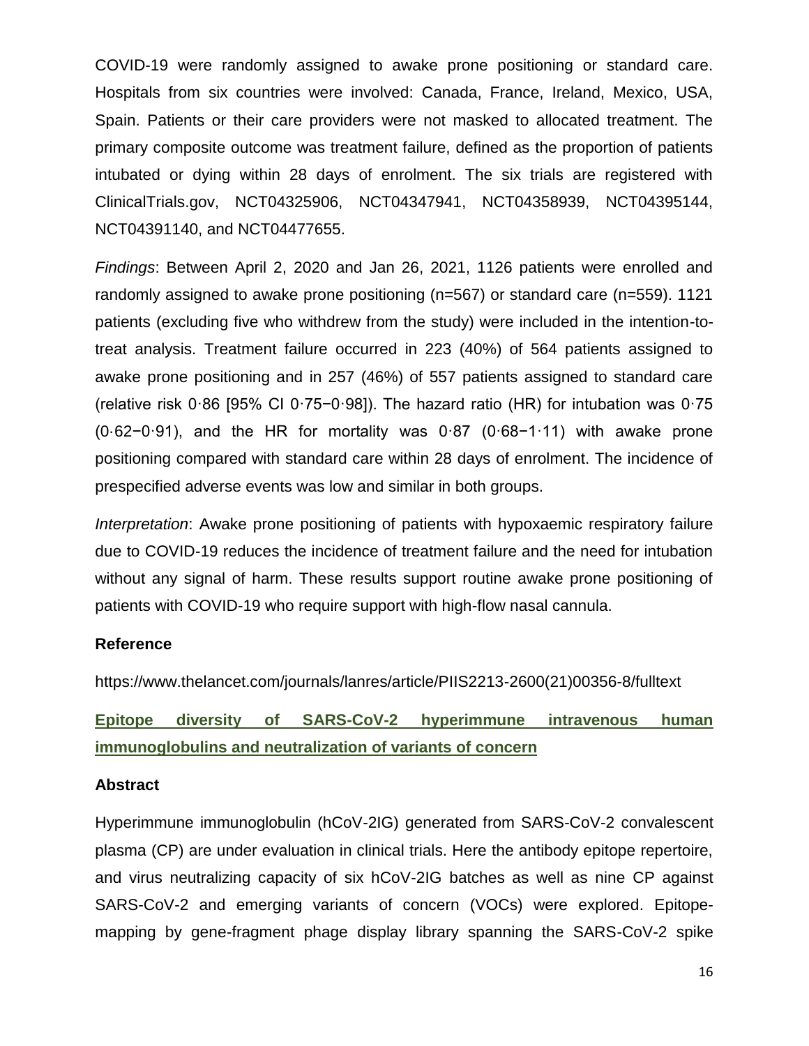COVID-19 were randomly assigned to awake prone positioning or standard care. Hospitals from six countries were involved: Canada, France, Ireland, Mexico, USA, Spain. Patients or their care providers were not masked to allocated treatment. The primary composite outcome was treatment failure, defined as the proportion of patients intubated or dying within 28 days of enrolment. The six trials are registered with ClinicalTrials.gov, NCT04325906, NCT04347941, NCT04358939, NCT04395144, NCT04391140, and NCT04477655.

*Findings*: Between April 2, 2020 and Jan 26, 2021, 1126 patients were enrolled and randomly assigned to awake prone positioning (n=567) or standard care (n=559). 1121 patients (excluding five who withdrew from the study) were included in the intention-to-treat analysis. Treatment failure occurred in 223 (40%) of 564 patients assigned to awake prone positioning and in 257 (46%) of 557 patients assigned to standard care (relative risk 0·86 [95% CI 0·75−0·98]). The hazard ratio (HR) for intubation was 0·75 (0·62−0·91), and the HR for mortality was 0·87 (0·68−1·11) with awake prone positioning compared with standard care within 28 days of enrolment. The incidence of prespecified adverse events was low and similar in both groups.

*Interpretation*: Awake prone positioning of patients with hypoxaemic respiratory failure due to COVID-19 reduces the incidence of treatment failure and the need for intubation without any signal of harm. These results support routine awake prone positioning of patients with COVID-19 who require support with high-flow nasal cannula.

**Reference**

https://www.thelancet.com/journals/lanres/article/PIIS2213-2600(21)00356-8/fulltext

## Epitope diversity of SARS-CoV-2 hyperimmune intravenous human immunoglobulins and neutralization of variants of concern

**Abstract**

Hyperimmune immunoglobulin (hCoV-2IG) generated from SARS-CoV-2 convalescent plasma (CP) are under evaluation in clinical trials. Here the antibody epitope repertoire, and virus neutralizing capacity of six hCoV-2IG batches as well as nine CP against SARS-CoV-2 and emerging variants of concern (VOCs) were explored. Epitope-mapping by gene-fragment phage display library spanning the SARS-CoV-2 spike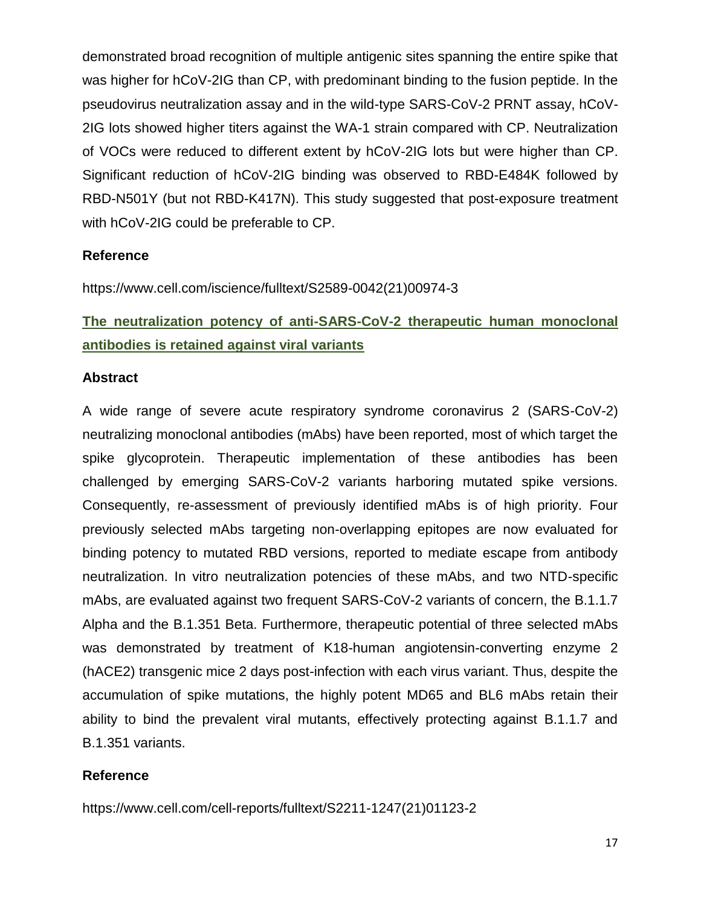demonstrated broad recognition of multiple antigenic sites spanning the entire spike that was higher for hCoV-2IG than CP, with predominant binding to the fusion peptide. In the pseudovirus neutralization assay and in the wild-type SARS-CoV-2 PRNT assay, hCoV-2IG lots showed higher titers against the WA-1 strain compared with CP. Neutralization of VOCs were reduced to different extent by hCoV-2IG lots but were higher than CP. Significant reduction of hCoV-2IG binding was observed to RBD-E484K followed by RBD-N501Y (but not RBD-K417N). This study suggested that post-exposure treatment with hCoV-2IG could be preferable to CP.

**Reference**

https://www.cell.com/iscience/fulltext/S2589-0042(21)00974-3

## The neutralization potency of anti-SARS-CoV-2 therapeutic human monoclonal antibodies is retained against viral variants

**Abstract**

A wide range of severe acute respiratory syndrome coronavirus 2 (SARS-CoV-2) neutralizing monoclonal antibodies (mAbs) have been reported, most of which target the spike glycoprotein. Therapeutic implementation of these antibodies has been challenged by emerging SARS-CoV-2 variants harboring mutated spike versions. Consequently, re-assessment of previously identified mAbs is of high priority. Four previously selected mAbs targeting non-overlapping epitopes are now evaluated for binding potency to mutated RBD versions, reported to mediate escape from antibody neutralization. In vitro neutralization potencies of these mAbs, and two NTD-specific mAbs, are evaluated against two frequent SARS-CoV-2 variants of concern, the B.1.1.7 Alpha and the B.1.351 Beta. Furthermore, therapeutic potential of three selected mAbs was demonstrated by treatment of K18-human angiotensin-converting enzyme 2 (hACE2) transgenic mice 2 days post-infection with each virus variant. Thus, despite the accumulation of spike mutations, the highly potent MD65 and BL6 mAbs retain their ability to bind the prevalent viral mutants, effectively protecting against B.1.1.7 and B.1.351 variants.

**Reference**

https://www.cell.com/cell-reports/fulltext/S2211-1247(21)01123-2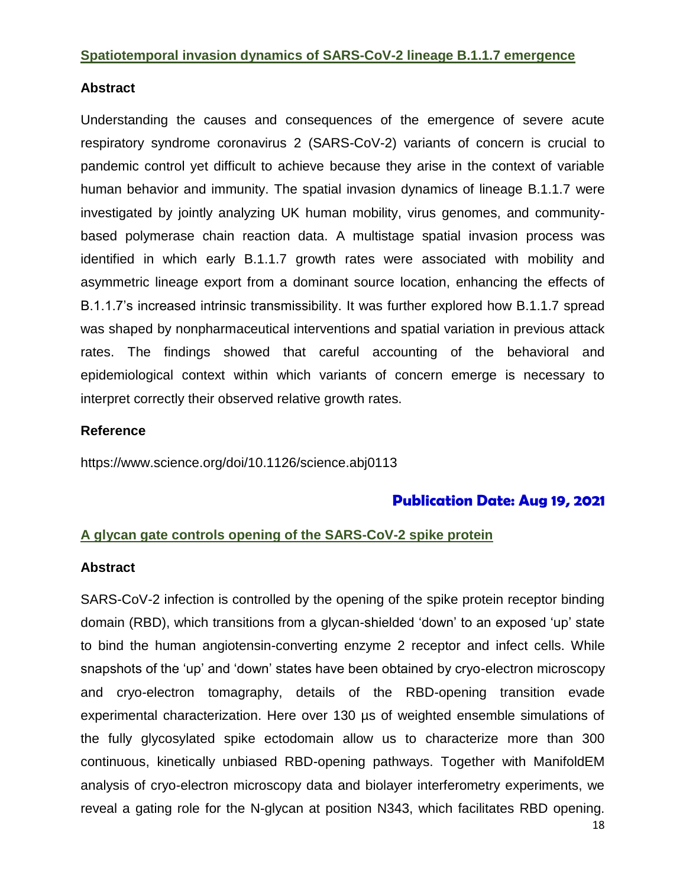## Spatiotemporal invasion dynamics of SARS-CoV-2 lineage B.1.1.7 emergence

### Abstract

Understanding the causes and consequences of the emergence of severe acute respiratory syndrome coronavirus 2 (SARS-CoV-2) variants of concern is crucial to pandemic control yet difficult to achieve because they arise in the context of variable human behavior and immunity. The spatial invasion dynamics of lineage B.1.1.7 were investigated by jointly analyzing UK human mobility, virus genomes, and community-based polymerase chain reaction data. A multistage spatial invasion process was identified in which early B.1.1.7 growth rates were associated with mobility and asymmetric lineage export from a dominant source location, enhancing the effects of B.1.1.7's increased intrinsic transmissibility. It was further explored how B.1.1.7 spread was shaped by nonpharmaceutical interventions and spatial variation in previous attack rates. The findings showed that careful accounting of the behavioral and epidemiological context within which variants of concern emerge is necessary to interpret correctly their observed relative growth rates.

### Reference

https://www.science.org/doi/10.1126/science.abj0113

**Publication Date: Aug 19, 2021**

## A glycan gate controls opening of the SARS-CoV-2 spike protein

### Abstract

SARS-CoV-2 infection is controlled by the opening of the spike protein receptor binding domain (RBD), which transitions from a glycan-shielded 'down' to an exposed 'up' state to bind the human angiotensin-converting enzyme 2 receptor and infect cells. While snapshots of the 'up' and 'down' states have been obtained by cryo-electron microscopy and cryo-electron tomagraphy, details of the RBD-opening transition evade experimental characterization. Here over 130 µs of weighted ensemble simulations of the fully glycosylated spike ectodomain allow us to characterize more than 300 continuous, kinetically unbiased RBD-opening pathways. Together with ManifoldEM analysis of cryo-electron microscopy data and biolayer interferometry experiments, we reveal a gating role for the N-glycan at position N343, which facilitates RBD opening.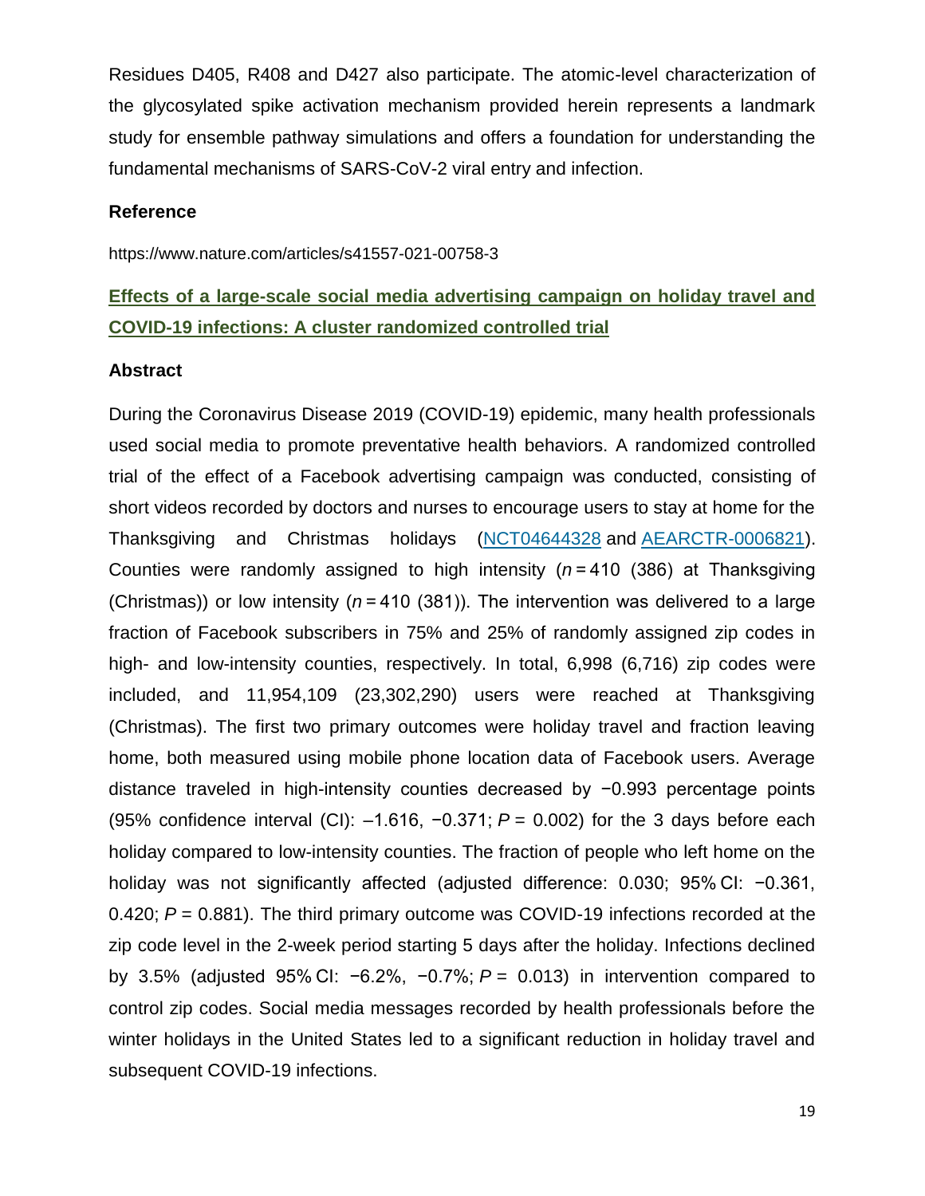Residues D405, R408 and D427 also participate. The atomic-level characterization of the glycosylated spike activation mechanism provided herein represents a landmark study for ensemble pathway simulations and offers a foundation for understanding the fundamental mechanisms of SARS-CoV-2 viral entry and infection.

### Reference

https://www.nature.com/articles/s41557-021-00758-3

## Effects of a large-scale social media advertising campaign on holiday travel and COVID-19 infections: A cluster randomized controlled trial

### Abstract

During the Coronavirus Disease 2019 (COVID-19) epidemic, many health professionals used social media to promote preventative health behaviors. A randomized controlled trial of the effect of a Facebook advertising campaign was conducted, consisting of short videos recorded by doctors and nurses to encourage users to stay at home for the Thanksgiving and Christmas holidays (NCT04644328 and AEARCTR-0006821). Counties were randomly assigned to high intensity ($n = 410$ (386) at Thanksgiving (Christmas)) or low intensity ($n = 410$ (381)). The intervention was delivered to a large fraction of Facebook subscribers in 75% and 25% of randomly assigned zip codes in high- and low-intensity counties, respectively. In total, 6,998 (6,716) zip codes were included, and 11,954,109 (23,302,290) users were reached at Thanksgiving (Christmas). The first two primary outcomes were holiday travel and fraction leaving home, both measured using mobile phone location data of Facebook users. Average distance traveled in high-intensity counties decreased by −0.993 percentage points (95% confidence interval (CI): –1.616, −0.371; $P = 0.002$) for the 3 days before each holiday compared to low-intensity counties. The fraction of people who left home on the holiday was not significantly affected (adjusted difference: 0.030; 95% CI: −0.361, 0.420; $P = 0.881$). The third primary outcome was COVID-19 infections recorded at the zip code level in the 2-week period starting 5 days after the holiday. Infections declined by 3.5% (adjusted 95% CI: −6.2%, −0.7%; $P = 0.013$) in intervention compared to control zip codes. Social media messages recorded by health professionals before the winter holidays in the United States led to a significant reduction in holiday travel and subsequent COVID-19 infections.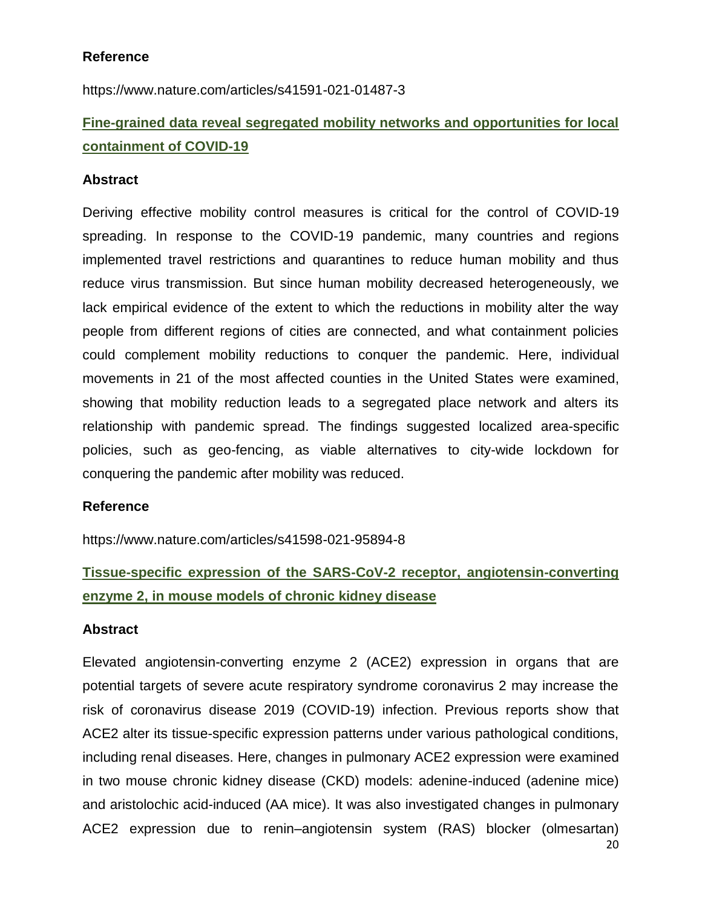**Reference**

https://www.nature.com/articles/s41591-021-01487-3

## Fine-grained data reveal segregated mobility networks and opportunities for local containment of COVID-19

**Abstract**

Deriving effective mobility control measures is critical for the control of COVID-19 spreading. In response to the COVID-19 pandemic, many countries and regions implemented travel restrictions and quarantines to reduce human mobility and thus reduce virus transmission. But since human mobility decreased heterogeneously, we lack empirical evidence of the extent to which the reductions in mobility alter the way people from different regions of cities are connected, and what containment policies could complement mobility reductions to conquer the pandemic. Here, individual movements in 21 of the most affected counties in the United States were examined, showing that mobility reduction leads to a segregated place network and alters its relationship with pandemic spread. The findings suggested localized area-specific policies, such as geo-fencing, as viable alternatives to city-wide lockdown for conquering the pandemic after mobility was reduced.

**Reference**

https://www.nature.com/articles/s41598-021-95894-8

## Tissue-specific expression of the SARS-CoV-2 receptor, angiotensin-converting enzyme 2, in mouse models of chronic kidney disease

**Abstract**

Elevated angiotensin-converting enzyme 2 (ACE2) expression in organs that are potential targets of severe acute respiratory syndrome coronavirus 2 may increase the risk of coronavirus disease 2019 (COVID-19) infection. Previous reports show that ACE2 alter its tissue-specific expression patterns under various pathological conditions, including renal diseases. Here, changes in pulmonary ACE2 expression were examined in two mouse chronic kidney disease (CKD) models: adenine-induced (adenine mice) and aristolochic acid-induced (AA mice). It was also investigated changes in pulmonary ACE2 expression due to renin–angiotensin system (RAS) blocker (olmesartan)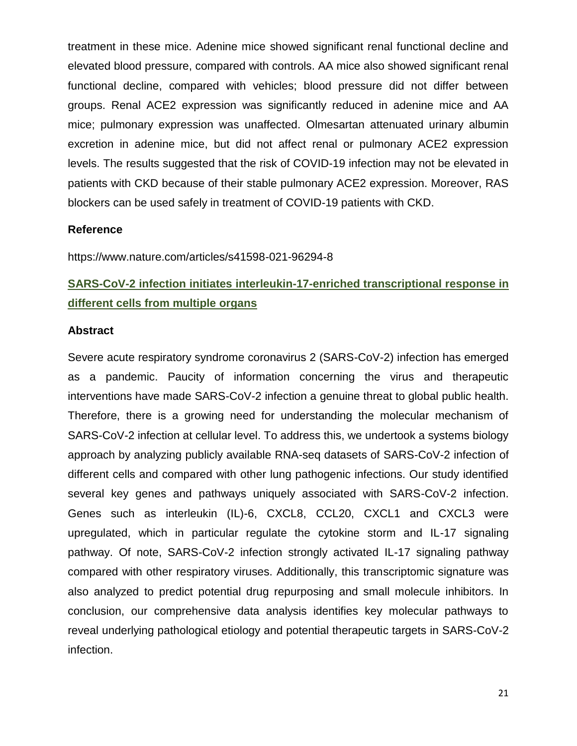treatment in these mice. Adenine mice showed significant renal functional decline and elevated blood pressure, compared with controls. AA mice also showed significant renal functional decline, compared with vehicles; blood pressure did not differ between groups. Renal ACE2 expression was significantly reduced in adenine mice and AA mice; pulmonary expression was unaffected. Olmesartan attenuated urinary albumin excretion in adenine mice, but did not affect renal or pulmonary ACE2 expression levels. The results suggested that the risk of COVID-19 infection may not be elevated in patients with CKD because of their stable pulmonary ACE2 expression. Moreover, RAS blockers can be used safely in treatment of COVID-19 patients with CKD.

**Reference**

https://www.nature.com/articles/s41598-021-96294-8

## SARS-CoV-2 infection initiates interleukin-17-enriched transcriptional response in different cells from multiple organs

**Abstract**

Severe acute respiratory syndrome coronavirus 2 (SARS-CoV-2) infection has emerged as a pandemic. Paucity of information concerning the virus and therapeutic interventions have made SARS-CoV-2 infection a genuine threat to global public health. Therefore, there is a growing need for understanding the molecular mechanism of SARS-CoV-2 infection at cellular level. To address this, we undertook a systems biology approach by analyzing publicly available RNA-seq datasets of SARS-CoV-2 infection of different cells and compared with other lung pathogenic infections. Our study identified several key genes and pathways uniquely associated with SARS-CoV-2 infection. Genes such as interleukin (IL)-6, CXCL8, CCL20, CXCL1 and CXCL3 were upregulated, which in particular regulate the cytokine storm and IL-17 signaling pathway. Of note, SARS-CoV-2 infection strongly activated IL-17 signaling pathway compared with other respiratory viruses. Additionally, this transcriptomic signature was also analyzed to predict potential drug repurposing and small molecule inhibitors. In conclusion, our comprehensive data analysis identifies key molecular pathways to reveal underlying pathological etiology and potential therapeutic targets in SARS-CoV-2 infection.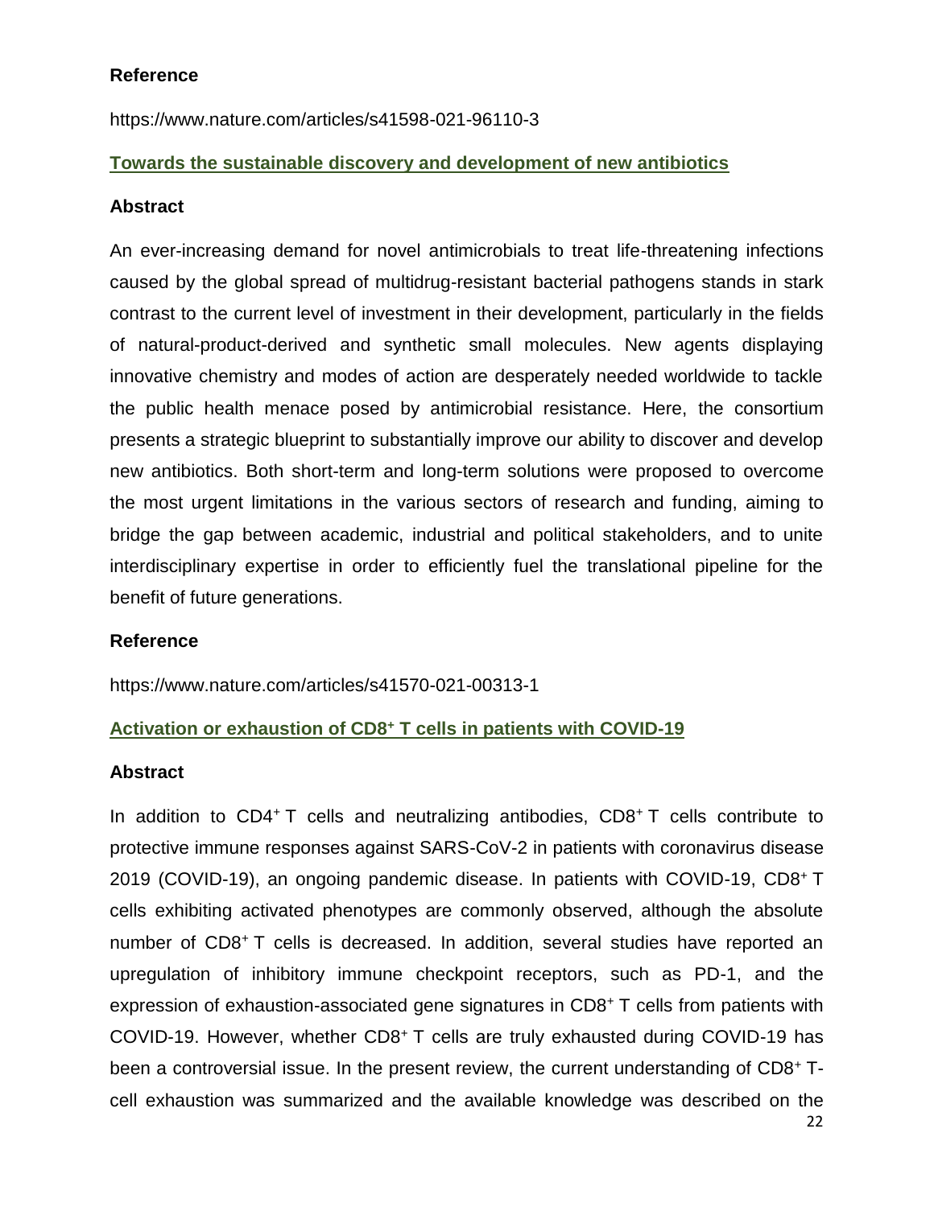**Reference**

https://www.nature.com/articles/s41598-021-96110-3

**Towards the sustainable discovery and development of new antibiotics**

**Abstract**

An ever-increasing demand for novel antimicrobials to treat life-threatening infections caused by the global spread of multidrug-resistant bacterial pathogens stands in stark contrast to the current level of investment in their development, particularly in the fields of natural-product-derived and synthetic small molecules. New agents displaying innovative chemistry and modes of action are desperately needed worldwide to tackle the public health menace posed by antimicrobial resistance. Here, the consortium presents a strategic blueprint to substantially improve our ability to discover and develop new antibiotics. Both short-term and long-term solutions were proposed to overcome the most urgent limitations in the various sectors of research and funding, aiming to bridge the gap between academic, industrial and political stakeholders, and to unite interdisciplinary expertise in order to efficiently fuel the translational pipeline for the benefit of future generations.

**Reference**

https://www.nature.com/articles/s41570-021-00313-1

**Activation or exhaustion of $CD8^+$ T cells in patients with COVID-19**

**Abstract**

In addition to $CD4^+$ T cells and neutralizing antibodies, $CD8^+$ T cells contribute to protective immune responses against SARS-CoV-2 in patients with coronavirus disease 2019 (COVID-19), an ongoing pandemic disease. In patients with COVID-19, $CD8^+$ T cells exhibiting activated phenotypes are commonly observed, although the absolute number of $CD8^+$ T cells is decreased. In addition, several studies have reported an upregulation of inhibitory immune checkpoint receptors, such as PD-1, and the expression of exhaustion-associated gene signatures in $CD8^+$ T cells from patients with COVID-19. However, whether $CD8^+$ T cells are truly exhausted during COVID-19 has been a controversial issue. In the present review, the current understanding of $CD8^+$ T-cell exhaustion was summarized and the available knowledge was described on the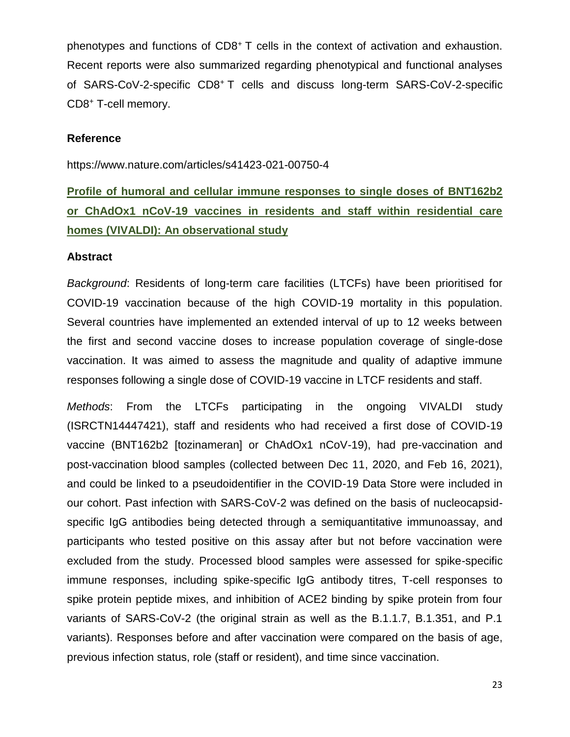phenotypes and functions of $CD8^+$ T cells in the context of activation and exhaustion. Recent reports were also summarized regarding phenotypical and functional analyses of SARS-CoV-2-specific $CD8^+$ T cells and discuss long-term SARS-CoV-2-specific $CD8^+$ T-cell memory.

### Reference

https://www.nature.com/articles/s41423-021-00750-4

## Profile of humoral and cellular immune responses to single doses of BNT162b2 or ChAdOx1 nCoV-19 vaccines in residents and staff within residential care homes (VIVALDI): An observational study

### Abstract

*Background*: Residents of long-term care facilities (LTCFs) have been prioritised for COVID-19 vaccination because of the high COVID-19 mortality in this population. Several countries have implemented an extended interval of up to 12 weeks between the first and second vaccine doses to increase population coverage of single-dose vaccination. It was aimed to assess the magnitude and quality of adaptive immune responses following a single dose of COVID-19 vaccine in LTCF residents and staff.

*Methods*: From the LTCFs participating in the ongoing VIVALDI study (ISRCTN14447421), staff and residents who had received a first dose of COVID-19 vaccine (BNT162b2 [tozinameran] or ChAdOx1 nCoV-19), had pre-vaccination and post-vaccination blood samples (collected between Dec 11, 2020, and Feb 16, 2021), and could be linked to a pseudoidentifier in the COVID-19 Data Store were included in our cohort. Past infection with SARS-CoV-2 was defined on the basis of nucleocapsid-specific IgG antibodies being detected through a semiquantitative immunoassay, and participants who tested positive on this assay after but not before vaccination were excluded from the study. Processed blood samples were assessed for spike-specific immune responses, including spike-specific IgG antibody titres, T-cell responses to spike protein peptide mixes, and inhibition of ACE2 binding by spike protein from four variants of SARS-CoV-2 (the original strain as well as the B.1.1.7, B.1.351, and P.1 variants). Responses before and after vaccination were compared on the basis of age, previous infection status, role (staff or resident), and time since vaccination.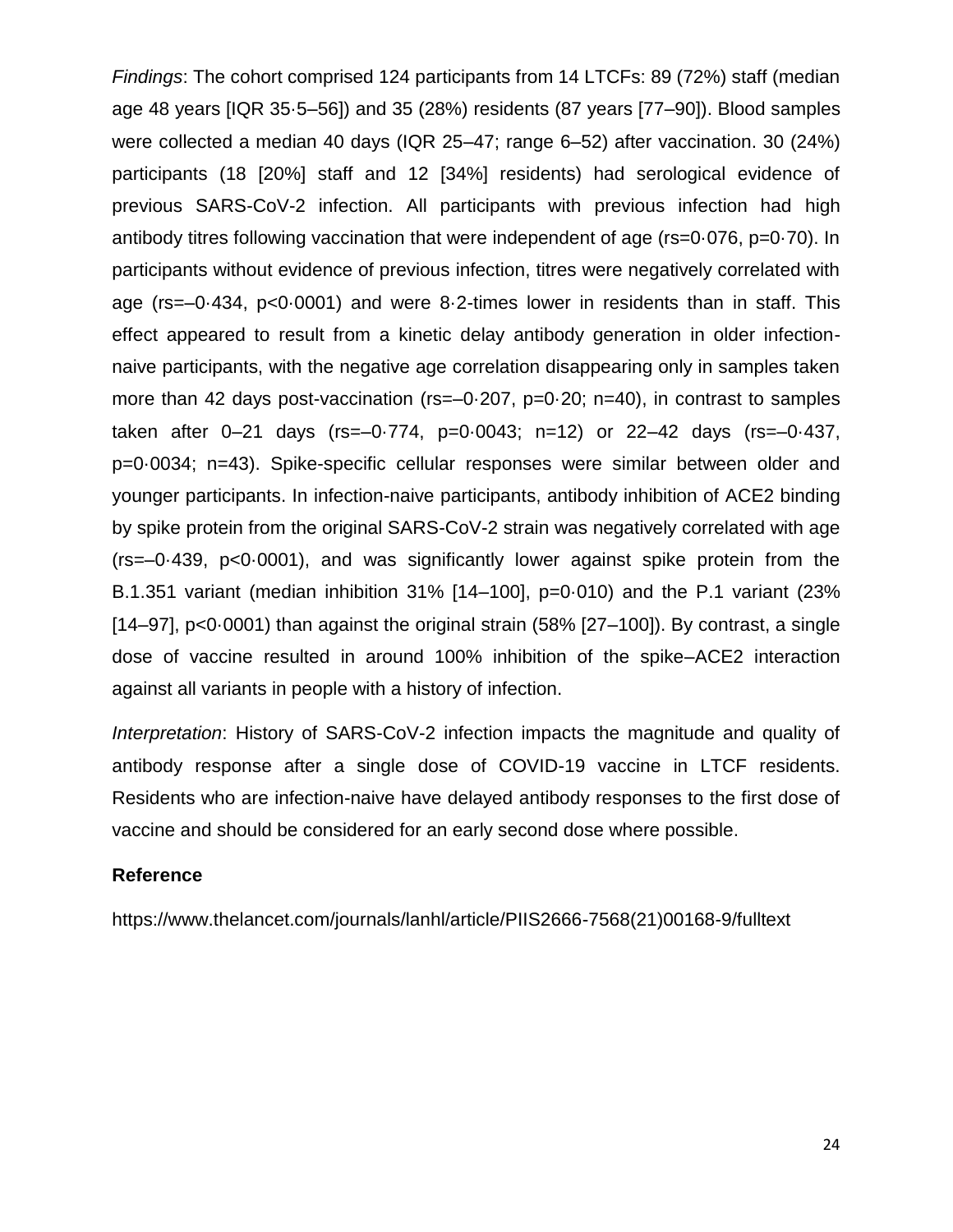*Findings*: The cohort comprised 124 participants from 14 LTCFs: 89 (72%) staff (median age 48 years [IQR 35·5–56]) and 35 (28%) residents (87 years [77–90]). Blood samples were collected a median 40 days (IQR 25–47; range 6–52) after vaccination. 30 (24%) participants (18 [20%] staff and 12 [34%] residents) had serological evidence of previous SARS-CoV-2 infection. All participants with previous infection had high antibody titres following vaccination that were independent of age (rs=0·076, p=0·70). In participants without evidence of previous infection, titres were negatively correlated with age (rs=–0·434, p<0·0001) and were 8·2-times lower in residents than in staff. This effect appeared to result from a kinetic delay antibody generation in older infection-naive participants, with the negative age correlation disappearing only in samples taken more than 42 days post-vaccination (rs=–0·207, p=0·20; n=40), in contrast to samples taken after 0–21 days (rs=–0·774, p=0·0043; n=12) or 22–42 days (rs=–0·437, p=0·0034; n=43). Spike-specific cellular responses were similar between older and younger participants. In infection-naive participants, antibody inhibition of ACE2 binding by spike protein from the original SARS-CoV-2 strain was negatively correlated with age (rs=–0·439, p<0·0001), and was significantly lower against spike protein from the B.1.351 variant (median inhibition 31% [14–100], p=0·010) and the P.1 variant (23% [14–97], p<0·0001) than against the original strain (58% [27–100]). By contrast, a single dose of vaccine resulted in around 100% inhibition of the spike–ACE2 interaction against all variants in people with a history of infection.

*Interpretation*: History of SARS-CoV-2 infection impacts the magnitude and quality of antibody response after a single dose of COVID-19 vaccine in LTCF residents. Residents who are infection-naive have delayed antibody responses to the first dose of vaccine and should be considered for an early second dose where possible.

**Reference**

https://www.thelancet.com/journals/lanhl/article/PIIS2666-7568(21)00168-9/fulltext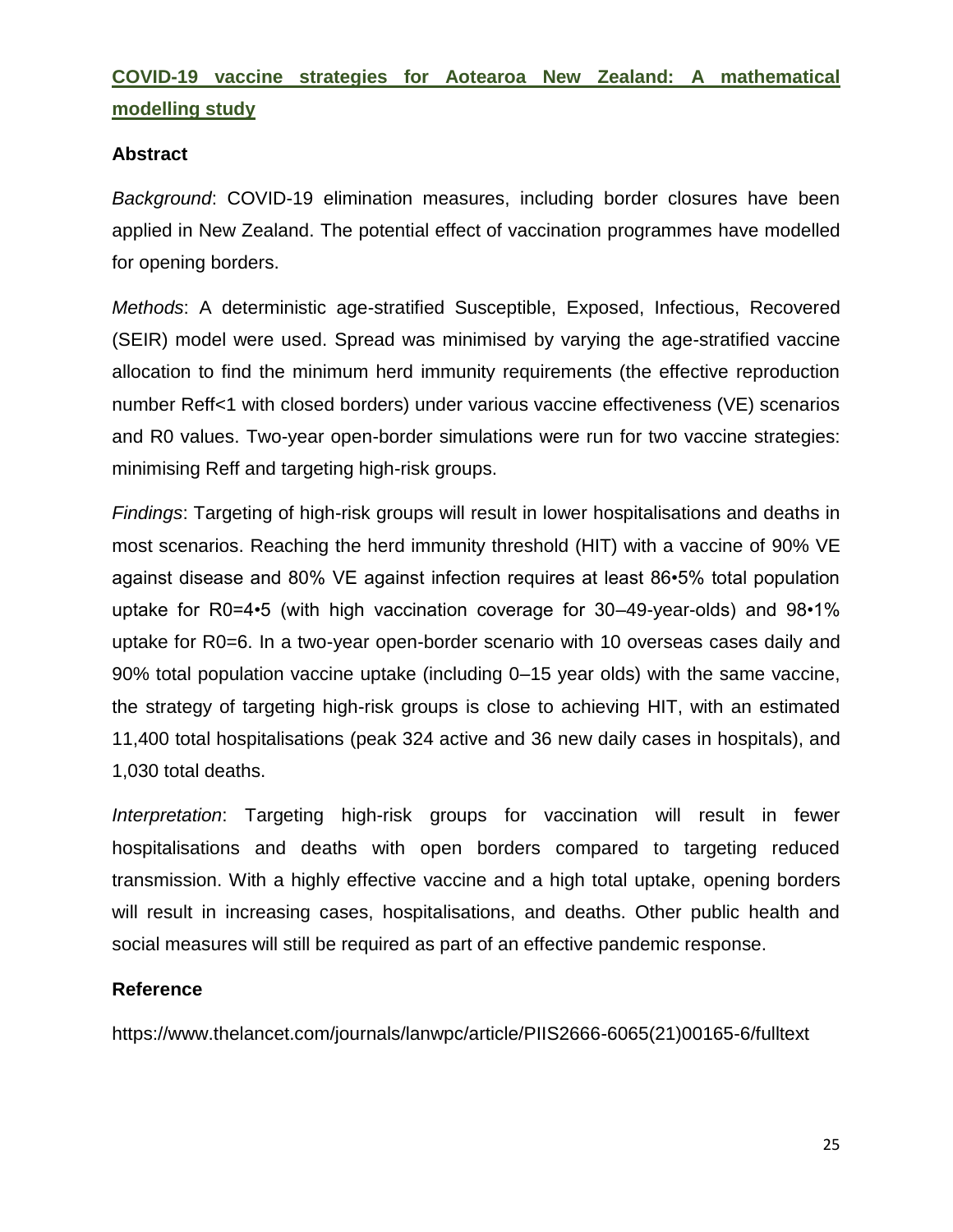## COVID-19 vaccine strategies for Aotearoa New Zealand: A mathematical modelling study

### Abstract

*Background*: COVID-19 elimination measures, including border closures have been applied in New Zealand. The potential effect of vaccination programmes have modelled for opening borders.

*Methods*: A deterministic age-stratified Susceptible, Exposed, Infectious, Recovered (SEIR) model were used. Spread was minimised by varying the age-stratified vaccine allocation to find the minimum herd immunity requirements (the effective reproduction number $R_{eff}<1$ with closed borders) under various vaccine effectiveness (VE) scenarios and $R_0$ values. Two-year open-border simulations were run for two vaccine strategies: minimising $R_{eff}$ and targeting high-risk groups.

*Findings*: Targeting of high-risk groups will result in lower hospitalisations and deaths in most scenarios. Reaching the herd immunity threshold (HIT) with a vaccine of 90% VE against disease and 80% VE against infection requires at least 86•5% total population uptake for $R_0=4•5$ (with high vaccination coverage for 30–49-year-olds) and 98•1% uptake for $R_0=6$. In a two-year open-border scenario with 10 overseas cases daily and 90% total population vaccine uptake (including 0–15 year olds) with the same vaccine, the strategy of targeting high-risk groups is close to achieving HIT, with an estimated 11,400 total hospitalisations (peak 324 active and 36 new daily cases in hospitals), and 1,030 total deaths.

*Interpretation*: Targeting high-risk groups for vaccination will result in fewer hospitalisations and deaths with open borders compared to targeting reduced transmission. With a highly effective vaccine and a high total uptake, opening borders will result in increasing cases, hospitalisations, and deaths. Other public health and social measures will still be required as part of an effective pandemic response.

### Reference

https://www.thelancet.com/journals/lanwpc/article/PIIS2666-6065(21)00165-6/fulltext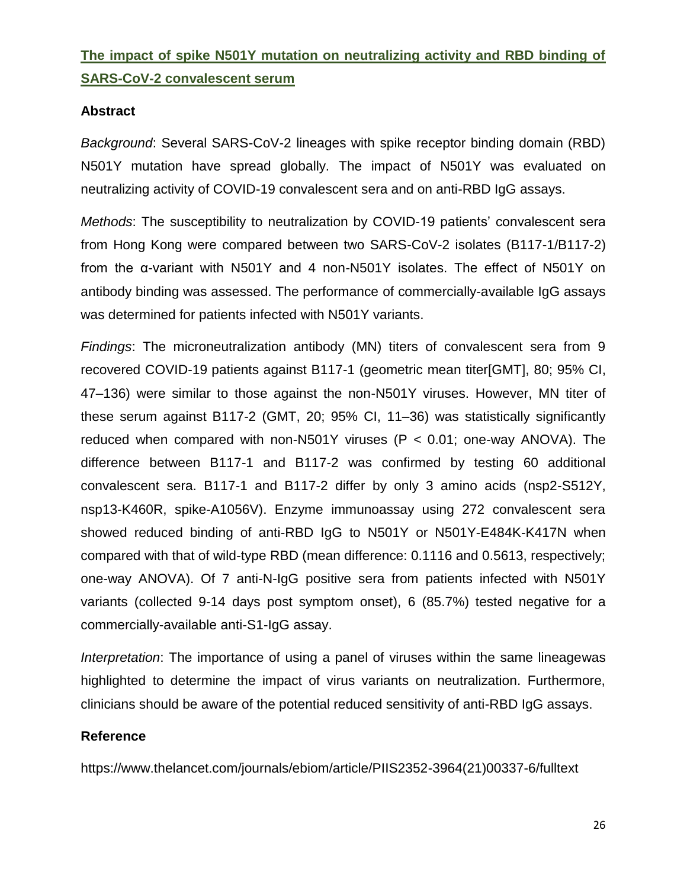## The impact of spike N501Y mutation on neutralizing activity and RBD binding of SARS-CoV-2 convalescent serum

### Abstract

*Background*: Several SARS-CoV-2 lineages with spike receptor binding domain (RBD) N501Y mutation have spread globally. The impact of N501Y was evaluated on neutralizing activity of COVID-19 convalescent sera and on anti-RBD IgG assays.

*Methods*: The susceptibility to neutralization by COVID-19 patients' convalescent sera from Hong Kong were compared between two SARS-CoV-2 isolates (B117-1/B117-2) from the α-variant with N501Y and 4 non-N501Y isolates. The effect of N501Y on antibody binding was assessed. The performance of commercially-available IgG assays was determined for patients infected with N501Y variants.

*Findings*: The microneutralization antibody (MN) titers of convalescent sera from 9 recovered COVID-19 patients against B117-1 (geometric mean titer[GMT], 80; 95% CI, 47–136) were similar to those against the non-N501Y viruses. However, MN titer of these serum against B117-2 (GMT, 20; 95% CI, 11–36) was statistically significantly reduced when compared with non-N501Y viruses ($P < 0.01$; one-way ANOVA). The difference between B117-1 and B117-2 was confirmed by testing 60 additional convalescent sera. B117-1 and B117-2 differ by only 3 amino acids (nsp2-S512Y, nsp13-K460R, spike-A1056V). Enzyme immunoassay using 272 convalescent sera showed reduced binding of anti-RBD IgG to N501Y or N501Y-E484K-K417N when compared with that of wild-type RBD (mean difference: 0.1116 and 0.5613, respectively; one-way ANOVA). Of 7 anti-N-IgG positive sera from patients infected with N501Y variants (collected 9-14 days post symptom onset), 6 (85.7%) tested negative for a commercially-available anti-S1-IgG assay.

*Interpretation*: The importance of using a panel of viruses within the same lineagewas highlighted to determine the impact of virus variants on neutralization. Furthermore, clinicians should be aware of the potential reduced sensitivity of anti-RBD IgG assays.

### Reference

https://www.thelancet.com/journals/ebiom/article/PIIS2352-3964(21)00337-6/fulltext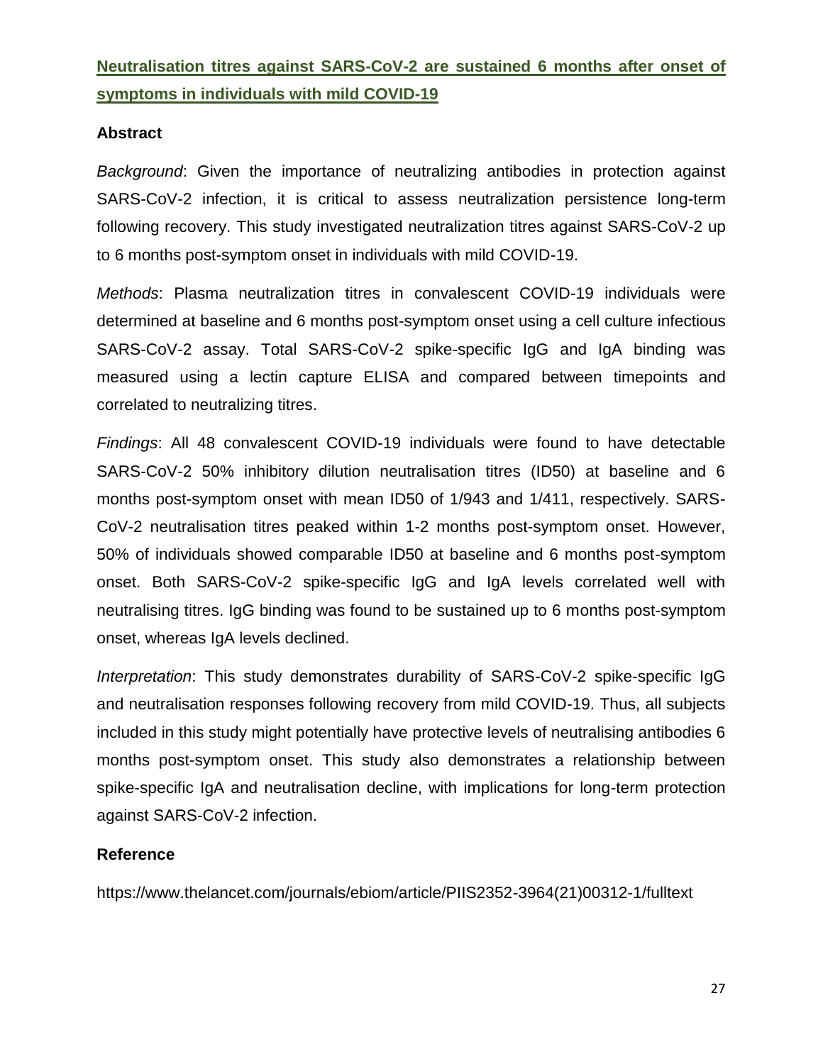## Neutralisation titres against SARS-CoV-2 are sustained 6 months after onset of symptoms in individuals with mild COVID-19

### Abstract

*Background*: Given the importance of neutralizing antibodies in protection against SARS-CoV-2 infection, it is critical to assess neutralization persistence long-term following recovery. This study investigated neutralization titres against SARS-CoV-2 up to 6 months post-symptom onset in individuals with mild COVID-19.

*Methods*: Plasma neutralization titres in convalescent COVID-19 individuals were determined at baseline and 6 months post-symptom onset using a cell culture infectious SARS-CoV-2 assay. Total SARS-CoV-2 spike-specific IgG and IgA binding was measured using a lectin capture ELISA and compared between timepoints and correlated to neutralizing titres.

*Findings*: All 48 convalescent COVID-19 individuals were found to have detectable SARS-CoV-2 50% inhibitory dilution neutralisation titres (ID50) at baseline and 6 months post-symptom onset with mean ID50 of 1/943 and 1/411, respectively. SARS-CoV-2 neutralisation titres peaked within 1-2 months post-symptom onset. However, 50% of individuals showed comparable ID50 at baseline and 6 months post-symptom onset. Both SARS-CoV-2 spike-specific IgG and IgA levels correlated well with neutralising titres. IgG binding was found to be sustained up to 6 months post-symptom onset, whereas IgA levels declined.

*Interpretation*: This study demonstrates durability of SARS-CoV-2 spike-specific IgG and neutralisation responses following recovery from mild COVID-19. Thus, all subjects included in this study might potentially have protective levels of neutralising antibodies 6 months post-symptom onset. This study also demonstrates a relationship between spike-specific IgA and neutralisation decline, with implications for long-term protection against SARS-CoV-2 infection.

### Reference

https://www.thelancet.com/journals/ebiom/article/PIIS2352-3964(21)00312-1/fulltext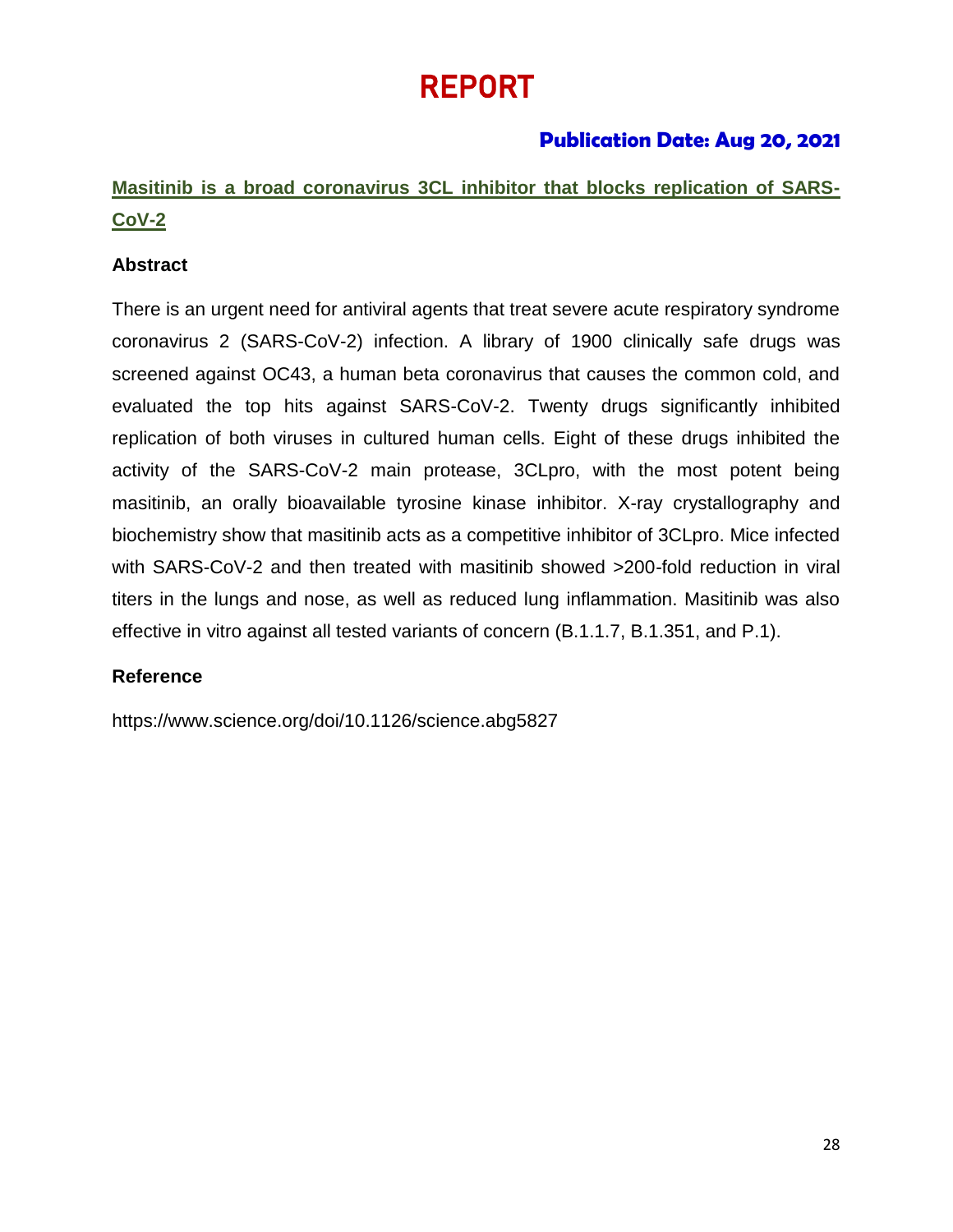# REPORT

**Publication Date: Aug 20, 2021**

## Masitinib is a broad coronavirus 3CL inhibitor that blocks replication of SARS-CoV-2

### Abstract

There is an urgent need for antiviral agents that treat severe acute respiratory syndrome coronavirus 2 (SARS-CoV-2) infection. A library of 1900 clinically safe drugs was screened against OC43, a human beta coronavirus that causes the common cold, and evaluated the top hits against SARS-CoV-2. Twenty drugs significantly inhibited replication of both viruses in cultured human cells. Eight of these drugs inhibited the activity of the SARS-CoV-2 main protease, 3CLpro, with the most potent being masitinib, an orally bioavailable tyrosine kinase inhibitor. X-ray crystallography and biochemistry show that masitinib acts as a competitive inhibitor of 3CLpro. Mice infected with SARS-CoV-2 and then treated with masitinib showed >200-fold reduction in viral titers in the lungs and nose, as well as reduced lung inflammation. Masitinib was also effective in vitro against all tested variants of concern (B.1.1.7, B.1.351, and P.1).

### Reference

https://www.science.org/doi/10.1126/science.abg5827